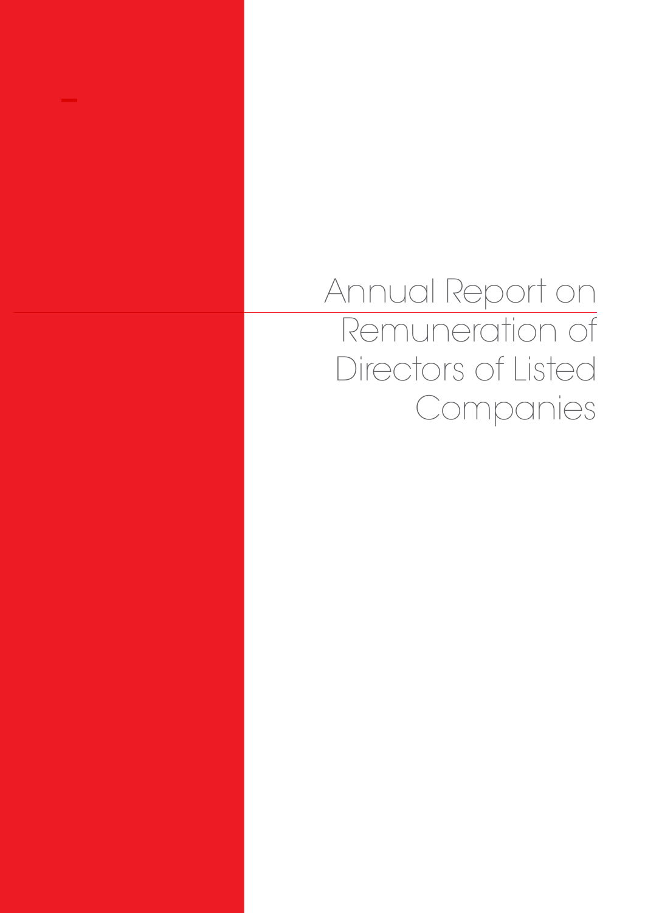# Annual Report on Remuneration of Directors of Listed Companies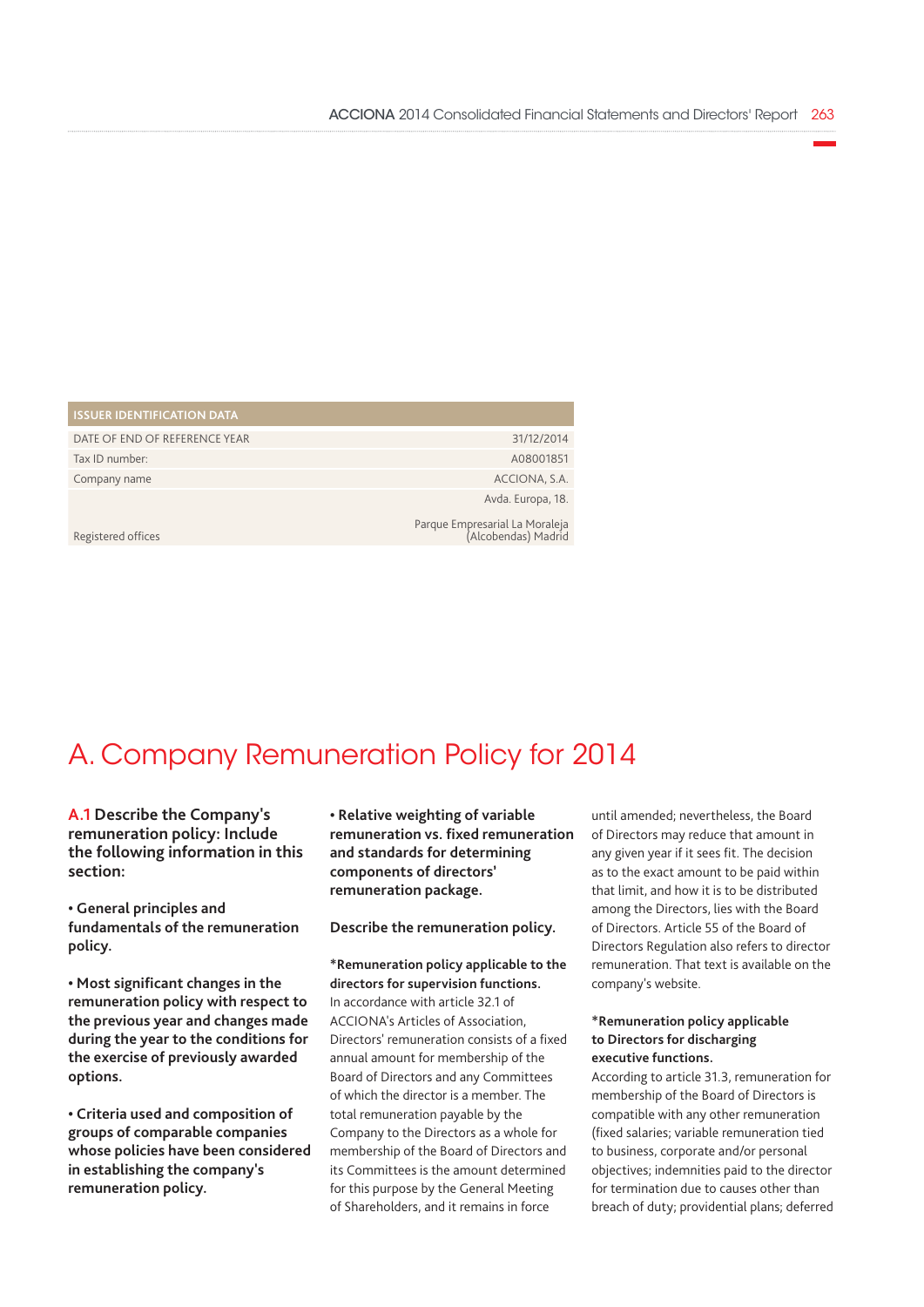| ISSUER IDENTIFICATION DATA | |
|---|---|
| DATE OF END OF REFERENCE YEAR | 31/12/2014 |
| Tax ID number: | A08001851 |
| Company name | ACCIONA, S.A. |
| Registered offices | Avda. Europa, 18. Parque Empresarial La Moraleja (Alcobendas) Madrid |

# A. Company Remuneration Policy for 2014

**A.1 Describe the Company's remuneration policy: Include the following information in this section:**

**• General principles and fundamentals of the remuneration policy.**

**• Most significant changes in the remuneration policy with respect to the previous year and changes made during the year to the conditions for the exercise of previously awarded options.**

**• Criteria used and composition of groups of comparable companies whose policies have been considered in establishing the company's remuneration policy.**

**• Relative weighting of variable remuneration vs. fixed remuneration and standards for determining components of directors' remuneration package.**

**Describe the remuneration policy.**

**\*Remuneration policy applicable to the directors for supervision functions.**
In accordance with article 32.1 of ACCIONA's Articles of Association, Directors' remuneration consists of a fixed annual amount for membership of the Board of Directors and any Committees of which the director is a member. The total remuneration payable by the Company to the Directors as a whole for membership of the Board of Directors and its Committees is the amount determined for this purpose by the General Meeting of Shareholders, and it remains in force until amended; nevertheless, the Board of Directors may reduce that amount in any given year if it sees fit. The decision as to the exact amount to be paid within that limit, and how it is to be distributed among the Directors, lies with the Board of Directors. Article 55 of the Board of Directors Regulation also refers to director remuneration. That text is available on the company's website.

**\*Remuneration policy applicable to Directors for discharging executive functions.**
According to article 31.3, remuneration for membership of the Board of Directors is compatible with any other remuneration (fixed salaries; variable remuneration tied to business, corporate and/or personal objectives; indemnities paid to the director for termination due to causes other than breach of duty; providential plans; deferred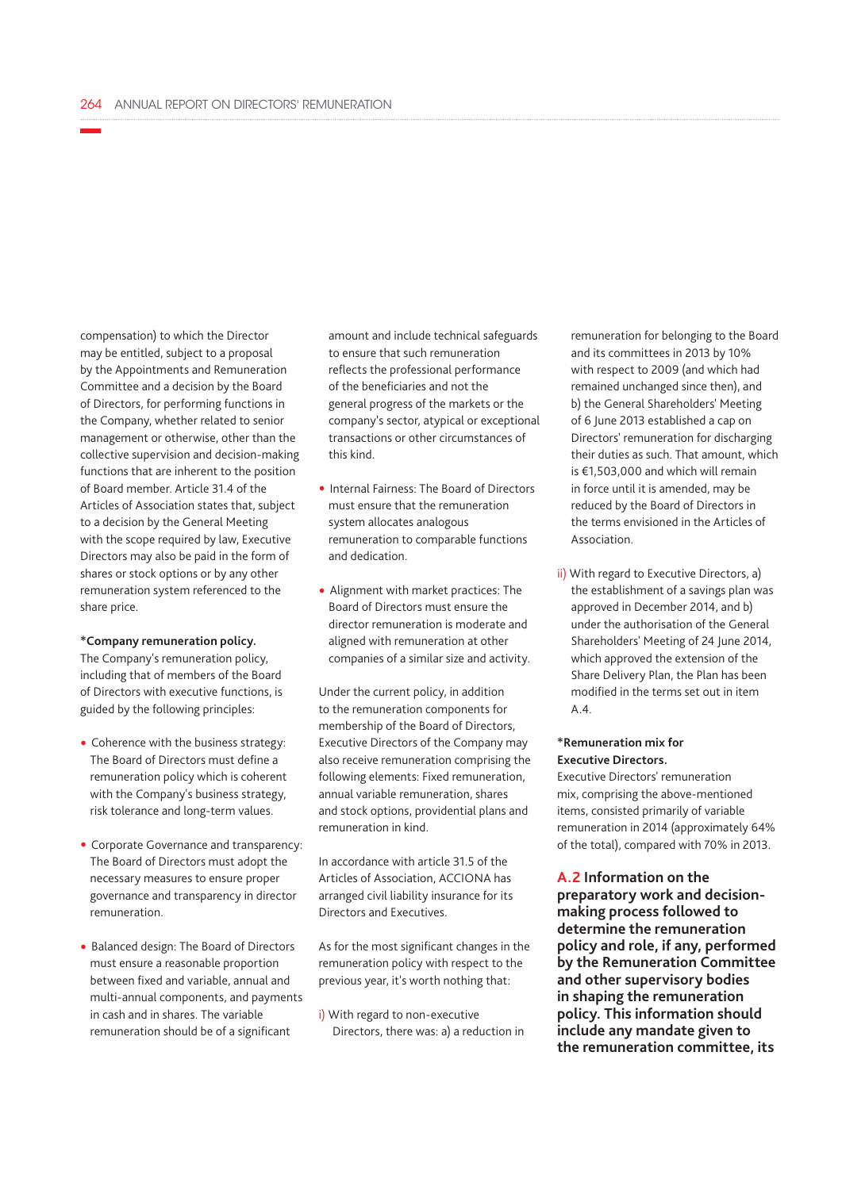compensation) to which the Director may be entitled, subject to a proposal by the Appointments and Remuneration Committee and a decision by the Board of Directors, for performing functions in the Company, whether related to senior management or otherwise, other than the collective supervision and decision-making functions that are inherent to the position of Board member. Article 31.4 of the Articles of Association states that, subject to a decision by the General Meeting with the scope required by law, Executive Directors may also be paid in the form of shares or stock options or by any other remuneration system referenced to the share price.

***Company remuneration policy.**
The Company's remuneration policy, including that of members of the Board of Directors with executive functions, is guided by the following principles:

- Coherence with the business strategy: The Board of Directors must define a remuneration policy which is coherent with the Company's business strategy, risk tolerance and long-term values.

- Corporate Governance and transparency: The Board of Directors must adopt the necessary measures to ensure proper governance and transparency in director remuneration.

- Balanced design: The Board of Directors must ensure a reasonable proportion between fixed and variable, annual and multi-annual components, and payments in cash and in shares. The variable remuneration should be of a significant amount and include technical safeguards to ensure that such remuneration reflects the professional performance of the beneficiaries and not the general progress of the markets or the company's sector, atypical or exceptional transactions or other circumstances of this kind.

- Internal Fairness: The Board of Directors must ensure that the remuneration system allocates analogous remuneration to comparable functions and dedication.

- Alignment with market practices: The Board of Directors must ensure the director remuneration is moderate and aligned with remuneration at other companies of a similar size and activity.

Under the current policy, in addition to the remuneration components for membership of the Board of Directors, Executive Directors of the Company may also receive remuneration comprising the following elements: Fixed remuneration, annual variable remuneration, shares and stock options, providential plans and remuneration in kind.

In accordance with article 31.5 of the Articles of Association, ACCIONA has arranged civil liability insurance for its Directors and Executives.

As for the most significant changes in the remuneration policy with respect to the previous year, it's worth nothing that:

i) With regard to non-executive Directors, there was: a) a reduction in remuneration for belonging to the Board and its committees in 2013 by 10% with respect to 2009 (and which had remained unchanged since then), and b) the General Shareholders' Meeting of 6 June 2013 established a cap on Directors' remuneration for discharging their duties as such. That amount, which is €1,503,000 and which will remain in force until it is amended, may be reduced by the Board of Directors in the terms envisioned in the Articles of Association.

ii) With regard to Executive Directors, a) the establishment of a savings plan was approved in December 2014, and b) under the authorisation of the General Shareholders' Meeting of 24 June 2014, which approved the extension of the Share Delivery Plan, the Plan has been modified in the terms set out in item A.4.

***Remuneration mix for Executive Directors.**
Executive Directors' remuneration mix, comprising the above-mentioned items, consisted primarily of variable remuneration in 2014 (approximately 64% of the total), compared with 70% in 2013.

## A.2 Information on the preparatory work and decision-making process followed to determine the remuneration policy and role, if any, performed by the Remuneration Committee and other supervisory bodies in shaping the remuneration policy. This information should include any mandate given to the remuneration committee, its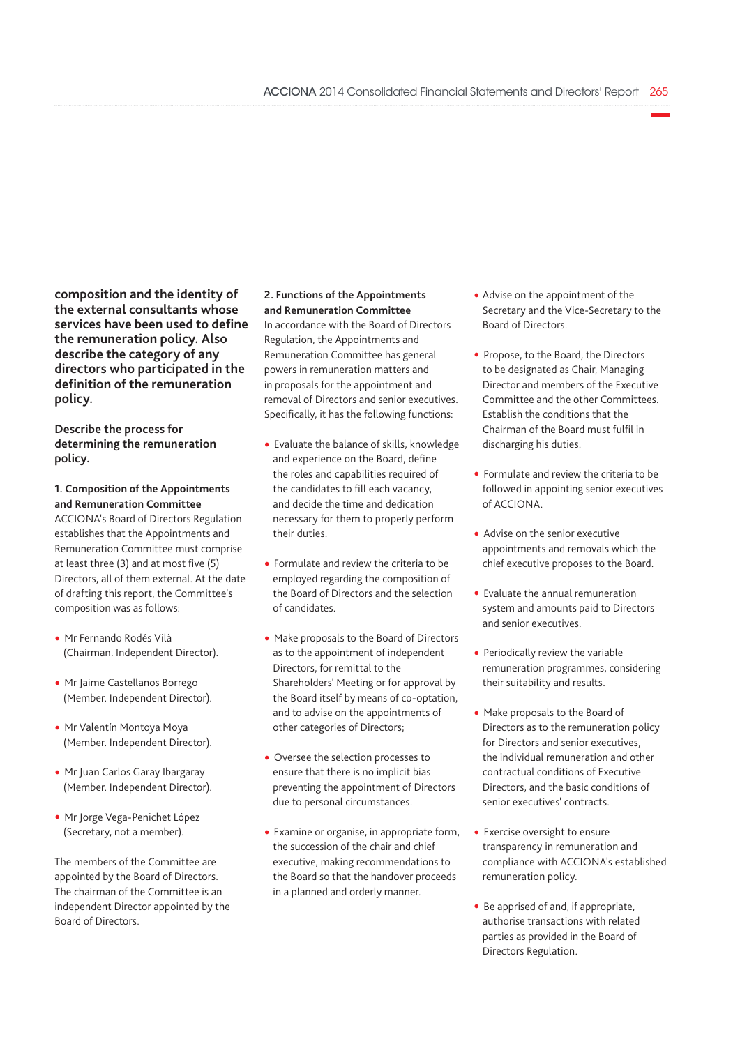**composition and the identity of the external consultants whose services have been used to define the remuneration policy. Also describe the category of any directors who participated in the definition of the remuneration policy.**

**Describe the process for determining the remuneration policy.**

**1. Composition of the Appointments and Remuneration Committee**

ACCIONA's Board of Directors Regulation establishes that the Appointments and Remuneration Committee must comprise at least three (3) and at most five (5) Directors, all of them external. At the date of drafting this report, the Committee's composition was as follows:

- Mr Fernando Rodés Vilà (Chairman. Independent Director).
- Mr Jaime Castellanos Borrego (Member. Independent Director).
- Mr Valentín Montoya Moya (Member. Independent Director).
- Mr Juan Carlos Garay Ibargaray (Member. Independent Director).
- Mr Jorge Vega-Penichet López (Secretary, not a member).

The members of the Committee are appointed by the Board of Directors. The chairman of the Committee is an independent Director appointed by the Board of Directors.

**2. Functions of the Appointments and Remuneration Committee**

In accordance with the Board of Directors Regulation, the Appointments and Remuneration Committee has general powers in remuneration matters and in proposals for the appointment and removal of Directors and senior executives. Specifically, it has the following functions:

- Evaluate the balance of skills, knowledge and experience on the Board, define the roles and capabilities required of the candidates to fill each vacancy, and decide the time and dedication necessary for them to properly perform their duties.
- Formulate and review the criteria to be employed regarding the composition of the Board of Directors and the selection of candidates.
- Make proposals to the Board of Directors as to the appointment of independent Directors, for remittal to the Shareholders' Meeting or for approval by the Board itself by means of co-optation, and to advise on the appointments of other categories of Directors;
- Oversee the selection processes to ensure that there is no implicit bias preventing the appointment of Directors due to personal circumstances.
- Examine or organise, in appropriate form, the succession of the chair and chief executive, making recommendations to the Board so that the handover proceeds in a planned and orderly manner.
- Advise on the appointment of the Secretary and the Vice-Secretary to the Board of Directors.
- Propose, to the Board, the Directors to be designated as Chair, Managing Director and members of the Executive Committee and the other Committees. Establish the conditions that the Chairman of the Board must fulfil in discharging his duties.
- Formulate and review the criteria to be followed in appointing senior executives of ACCIONA.
- Advise on the senior executive appointments and removals which the chief executive proposes to the Board.
- Evaluate the annual remuneration system and amounts paid to Directors and senior executives.
- Periodically review the variable remuneration programmes, considering their suitability and results.
- Make proposals to the Board of Directors as to the remuneration policy for Directors and senior executives, the individual remuneration and other contractual conditions of Executive Directors, and the basic conditions of senior executives' contracts.
- Exercise oversight to ensure transparency in remuneration and compliance with ACCIONA's established remuneration policy.
- Be apprised of and, if appropriate, authorise transactions with related parties as provided in the Board of Directors Regulation.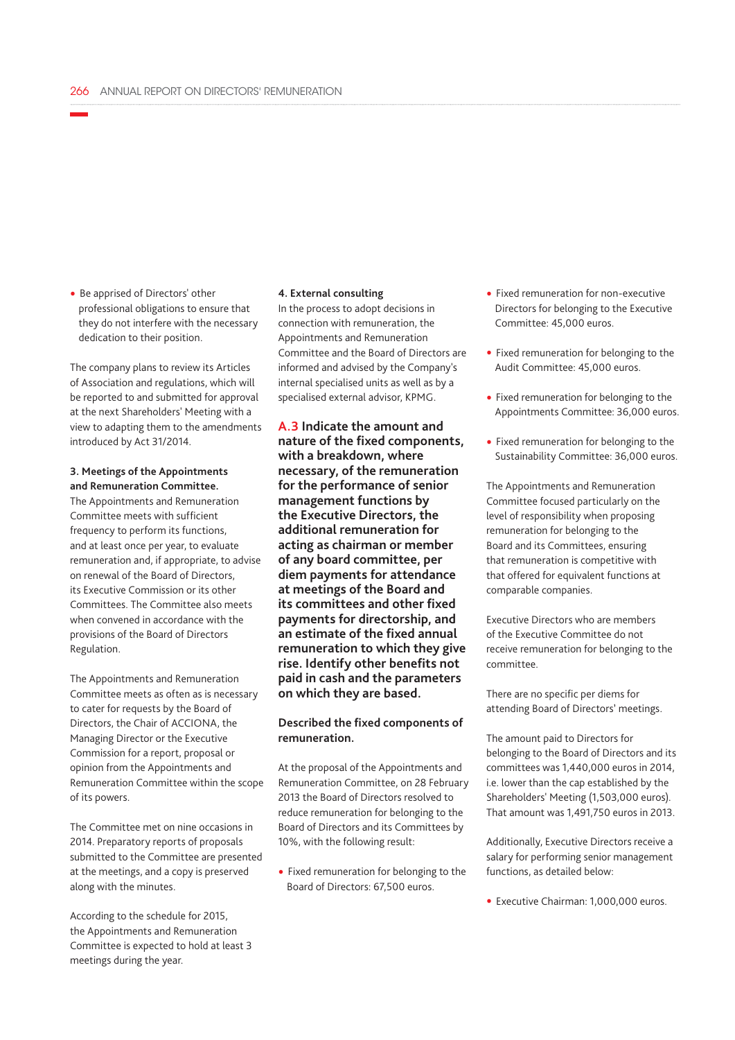- Be apprised of Directors' other professional obligations to ensure that they do not interfere with the necessary dedication to their position.

The company plans to review its Articles of Association and regulations, which will be reported to and submitted for approval at the next Shareholders' Meeting with a view to adapting them to the amendments introduced by Act 31/2014.

**3. Meetings of the Appointments and Remuneration Committee.**
The Appointments and Remuneration Committee meets with sufficient frequency to perform its functions, and at least once per year, to evaluate remuneration and, if appropriate, to advise on renewal of the Board of Directors, its Executive Commission or its other Committees. The Committee also meets when convened in accordance with the provisions of the Board of Directors Regulation.

The Appointments and Remuneration Committee meets as often as is necessary to cater for requests by the Board of Directors, the Chair of ACCIONA, the Managing Director or the Executive Commission for a report, proposal or opinion from the Appointments and Remuneration Committee within the scope of its powers.

The Committee met on nine occasions in 2014. Preparatory reports of proposals submitted to the Committee are presented at the meetings, and a copy is preserved along with the minutes.

According to the schedule for 2015, the Appointments and Remuneration Committee is expected to hold at least 3 meetings during the year.

**4. External consulting**
In the process to adopt decisions in connection with remuneration, the Appointments and Remuneration Committee and the Board of Directors are informed and advised by the Company's internal specialised units as well as by a specialised external advisor, KPMG.

## A.3 Indicate the amount and nature of the fixed components, with a breakdown, where necessary, of the remuneration for the performance of senior management functions by the Executive Directors, the additional remuneration for acting as chairman or member of any board committee, per diem payments for attendance at meetings of the Board and its committees and other fixed payments for directorship, and an estimate of the fixed annual remuneration to which they give rise. Identify other benefits not paid in cash and the parameters on which they are based.

**Described the fixed components of remuneration.**

At the proposal of the Appointments and Remuneration Committee, on 28 February 2013 the Board of Directors resolved to reduce remuneration for belonging to the Board of Directors and its Committees by 10%, with the following result:

- Fixed remuneration for belonging to the Board of Directors: 67,500 euros.
- Fixed remuneration for non-executive Directors for belonging to the Executive Committee: 45,000 euros.
- Fixed remuneration for belonging to the Audit Committee: 45,000 euros.
- Fixed remuneration for belonging to the Appointments Committee: 36,000 euros.
- Fixed remuneration for belonging to the Sustainability Committee: 36,000 euros.

The Appointments and Remuneration Committee focused particularly on the level of responsibility when proposing remuneration for belonging to the Board and its Committees, ensuring that remuneration is competitive with that offered for equivalent functions at comparable companies.

Executive Directors who are members of the Executive Committee do not receive remuneration for belonging to the committee.

There are no specific per diems for attending Board of Directors' meetings.

The amount paid to Directors for belonging to the Board of Directors and its committees was 1,440,000 euros in 2014, i.e. lower than the cap established by the Shareholders' Meeting (1,503,000 euros). That amount was 1,491,750 euros in 2013.

Additionally, Executive Directors receive a salary for performing senior management functions, as detailed below:

- Executive Chairman: 1,000,000 euros.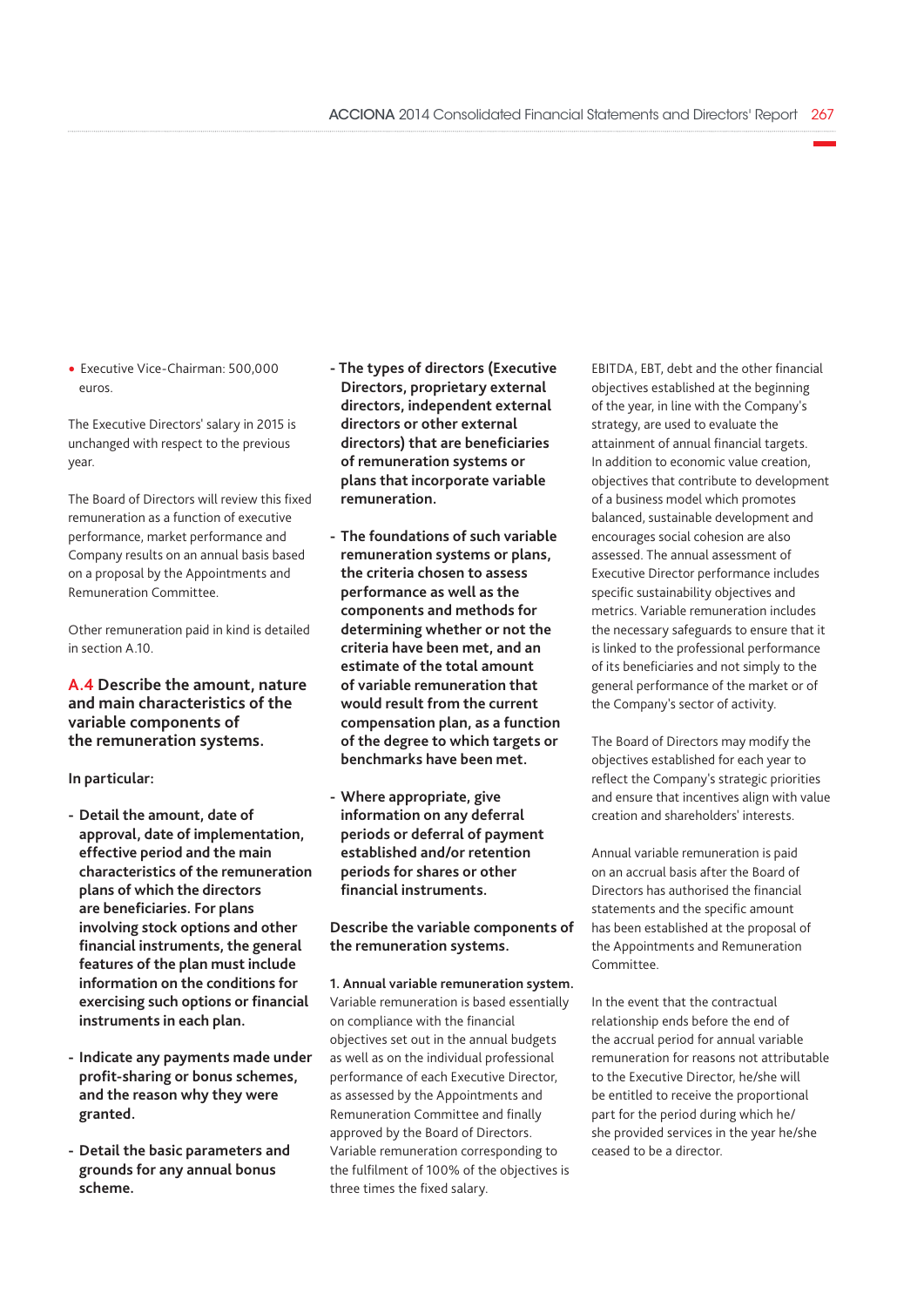- Executive Vice-Chairman: 500,000 euros.

The Executive Directors' salary in 2015 is unchanged with respect to the previous year.

The Board of Directors will review this fixed remuneration as a function of executive performance, market performance and Company results on an annual basis based on a proposal by the Appointments and Remuneration Committee.

Other remuneration paid in kind is detailed in section A.10.

### A.4 Describe the amount, nature and main characteristics of the variable components of the remuneration systems.

**In particular:**

- **Detail the amount, date of approval, date of implementation, effective period and the main characteristics of the remuneration plans of which the directors are beneficiaries. For plans involving stock options and other financial instruments, the general features of the plan must include information on the conditions for exercising such options or financial instruments in each plan.**

- **Indicate any payments made under profit-sharing or bonus schemes, and the reason why they were granted.**

- **Detail the basic parameters and grounds for any annual bonus scheme.**

- **The types of directors (Executive Directors, proprietary external directors, independent external directors or other external directors) that are beneficiaries of remuneration systems or plans that incorporate variable remuneration.**

- **The foundations of such variable remuneration systems or plans, the criteria chosen to assess performance as well as the components and methods for determining whether or not the criteria have been met, and an estimate of the total amount of variable remuneration that would result from the current compensation plan, as a function of the degree to which targets or benchmarks have been met.**

- **Where appropriate, give information on any deferral periods or deferral of payment established and/or retention periods for shares or other financial instruments.**

**Describe the variable components of the remuneration systems.**

**1. Annual variable remuneration system.** Variable remuneration is based essentially on compliance with the financial objectives set out in the annual budgets as well as on the individual professional performance of each Executive Director, as assessed by the Appointments and Remuneration Committee and finally approved by the Board of Directors. Variable remuneration corresponding to the fulfilment of 100% of the objectives is three times the fixed salary.

EBITDA, EBT, debt and the other financial objectives established at the beginning of the year, in line with the Company's strategy, are used to evaluate the attainment of annual financial targets. In addition to economic value creation, objectives that contribute to development of a business model which promotes balanced, sustainable development and encourages social cohesion are also assessed. The annual assessment of Executive Director performance includes specific sustainability objectives and metrics. Variable remuneration includes the necessary safeguards to ensure that it is linked to the professional performance of its beneficiaries and not simply to the general performance of the market or of the Company's sector of activity.

The Board of Directors may modify the objectives established for each year to reflect the Company's strategic priorities and ensure that incentives align with value creation and shareholders' interests.

Annual variable remuneration is paid on an accrual basis after the Board of Directors has authorised the financial statements and the specific amount has been established at the proposal of the Appointments and Remuneration Committee.

In the event that the contractual relationship ends before the end of the accrual period for annual variable remuneration for reasons not attributable to the Executive Director, he/she will be entitled to receive the proportional part for the period during which he/she provided services in the year he/she ceased to be a director.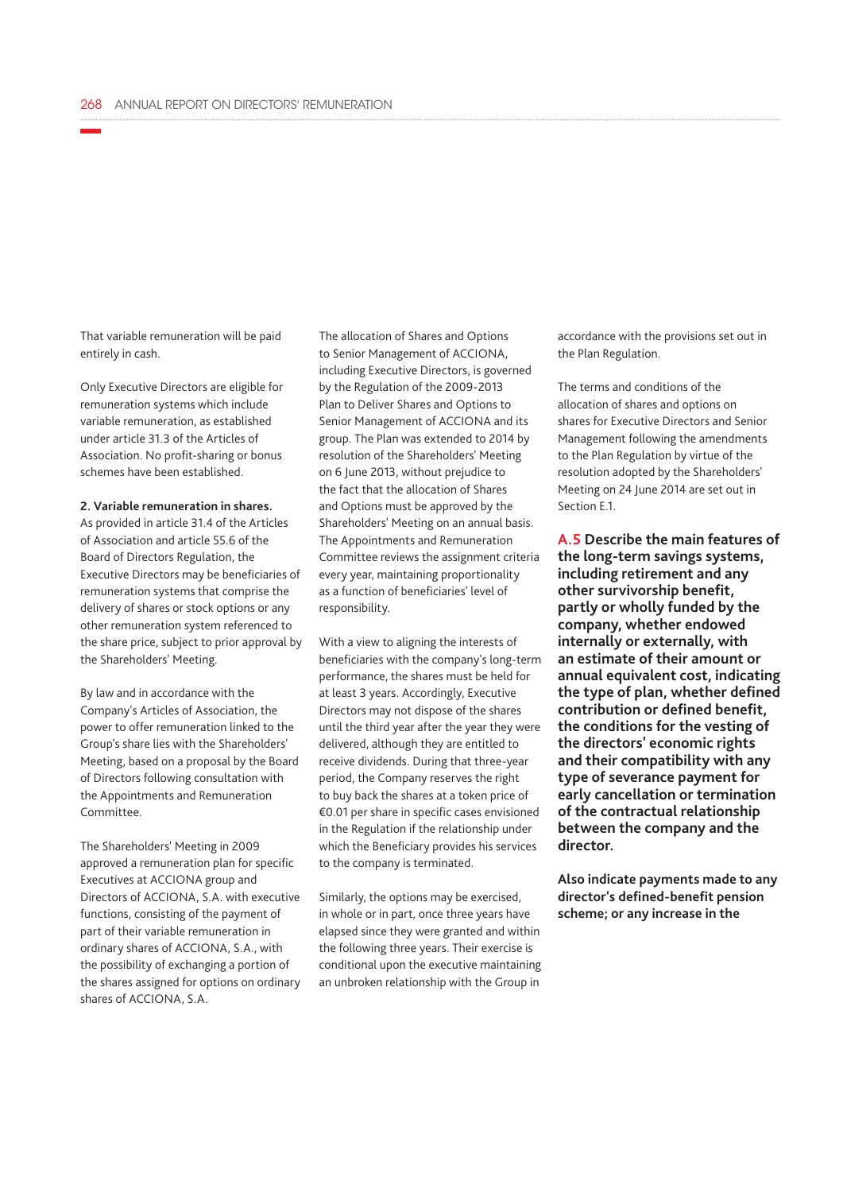That variable remuneration will be paid entirely in cash.

Only Executive Directors are eligible for remuneration systems which include variable remuneration, as established under article 31.3 of the Articles of Association. No profit-sharing or bonus schemes have been established.

**2. Variable remuneration in shares.**
As provided in article 31.4 of the Articles of Association and article 55.6 of the Board of Directors Regulation, the Executive Directors may be beneficiaries of remuneration systems that comprise the delivery of shares or stock options or any other remuneration system referenced to the share price, subject to prior approval by the Shareholders' Meeting.

By law and in accordance with the Company's Articles of Association, the power to offer remuneration linked to the Group's share lies with the Shareholders' Meeting, based on a proposal by the Board of Directors following consultation with the Appointments and Remuneration Committee.

The Shareholders' Meeting in 2009 approved a remuneration plan for specific Executives at ACCIONA group and Directors of ACCIONA, S.A. with executive functions, consisting of the payment of part of their variable remuneration in ordinary shares of ACCIONA, S.A., with the possibility of exchanging a portion of the shares assigned for options on ordinary shares of ACCIONA, S.A.

The allocation of Shares and Options to Senior Management of ACCIONA, including Executive Directors, is governed by the Regulation of the 2009-2013 Plan to Deliver Shares and Options to Senior Management of ACCIONA and its group. The Plan was extended to 2014 by resolution of the Shareholders' Meeting on 6 June 2013, without prejudice to the fact that the allocation of Shares and Options must be approved by the Shareholders' Meeting on an annual basis. The Appointments and Remuneration Committee reviews the assignment criteria every year, maintaining proportionality as a function of beneficiaries' level of responsibility.

With a view to aligning the interests of beneficiaries with the company's long-term performance, the shares must be held for at least 3 years. Accordingly, Executive Directors may not dispose of the shares until the third year after the year they were delivered, although they are entitled to receive dividends. During that three-year period, the Company reserves the right to buy back the shares at a token price of €0.01 per share in specific cases envisioned in the Regulation if the relationship under which the Beneficiary provides his services to the company is terminated.

Similarly, the options may be exercised, in whole or in part, once three years have elapsed since they were granted and within the following three years. Their exercise is conditional upon the executive maintaining an unbroken relationship with the Group in accordance with the provisions set out in the Plan Regulation.

The terms and conditions of the allocation of shares and options on shares for Executive Directors and Senior Management following the amendments to the Plan Regulation by virtue of the resolution adopted by the Shareholders' Meeting on 24 June 2014 are set out in Section E.1.

### A.5 Describe the main features of the long-term savings systems, including retirement and any other survivorship benefit, partly or wholly funded by the company, whether endowed internally or externally, with an estimate of their amount or annual equivalent cost, indicating the type of plan, whether defined contribution or defined benefit, the conditions for the vesting of the directors' economic rights and their compatibility with any type of severance payment for early cancellation or termination of the contractual relationship between the company and the director.

**Also indicate payments made to any director's defined-benefit pension scheme; or any increase in the**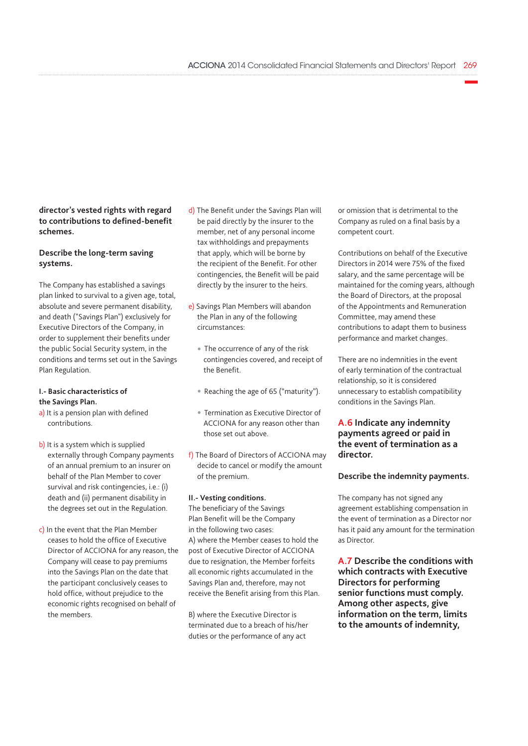**director's vested rights with regard to contributions to defined-benefit schemes.**

**Describe the long-term saving systems.**

The Company has established a savings plan linked to survival to a given age, total, absolute and severe permanent disability, and death ("Savings Plan") exclusively for Executive Directors of the Company, in order to supplement their benefits under the public Social Security system, in the conditions and terms set out in the Savings Plan Regulation.

**I.- Basic characteristics of the Savings Plan.**

a) It is a pension plan with defined contributions.

b) It is a system which is supplied externally through Company payments of an annual premium to an insurer on behalf of the Plan Member to cover survival and risk contingencies, i.e.: (i) death and (ii) permanent disability in the degrees set out in the Regulation.

c) In the event that the Plan Member ceases to hold the office of Executive Director of ACCIONA for any reason, the Company will cease to pay premiums into the Savings Plan on the date that the participant conclusively ceases to hold office, without prejudice to the economic rights recognised on behalf of the members.

d) The Benefit under the Savings Plan will be paid directly by the insurer to the member, net of any personal income tax withholdings and prepayments that apply, which will be borne by the recipient of the Benefit. For other contingencies, the Benefit will be paid directly by the insurer to the heirs.

e) Savings Plan Members will abandon the Plan in any of the following circumstances:

- The occurrence of any of the risk contingencies covered, and receipt of the Benefit.
- Reaching the age of 65 ("maturity").
- Termination as Executive Director of ACCIONA for any reason other than those set out above.

f) The Board of Directors of ACCIONA may decide to cancel or modify the amount of the premium.

**II.- Vesting conditions.**

The beneficiary of the Savings Plan Benefit will be the Company in the following two cases:

A) where the Member ceases to hold the post of Executive Director of ACCIONA due to resignation, the Member forfeits all economic rights accumulated in the Savings Plan and, therefore, may not receive the Benefit arising from this Plan.

B) where the Executive Director is terminated due to a breach of his/her duties or the performance of any act or omission that is detrimental to the Company as ruled on a final basis by a competent court.

Contributions on behalf of the Executive Directors in 2014 were 75% of the fixed salary, and the same percentage will be maintained for the coming years, although the Board of Directors, at the proposal of the Appointments and Remuneration Committee, may amend these contributions to adapt them to business performance and market changes.

There are no indemnities in the event of early termination of the contractual relationship, so it is considered unnecessary to establish compatibility conditions in the Savings Plan.

## A.6 Indicate any indemnity payments agreed or paid in the event of termination as a director.

**Describe the indemnity payments.**

The company has not signed any agreement establishing compensation in the event of termination as a Director nor has it paid any amount for the termination as Director.

## A.7 Describe the conditions with which contracts with Executive Directors for performing senior functions must comply. Among other aspects, give information on the term, limits to the amounts of indemnity,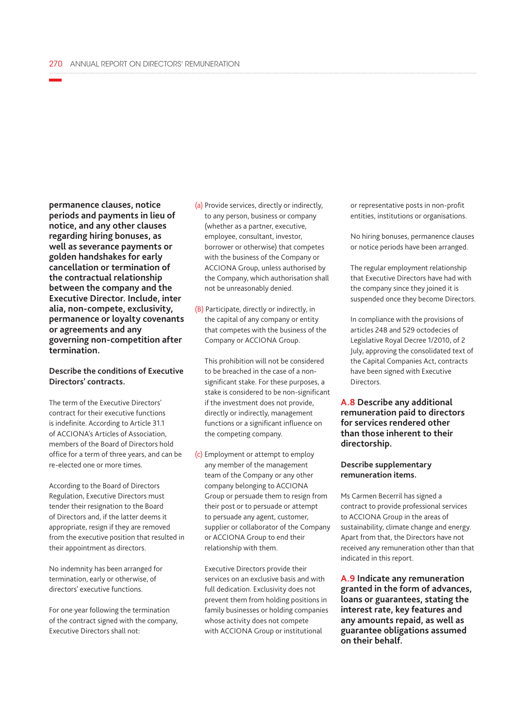**permanence clauses, notice periods and payments in lieu of notice, and any other clauses regarding hiring bonuses, as well as severance payments or golden handshakes for early cancellation or termination of the contractual relationship between the company and the Executive Director. Include, inter alia, non-compete, exclusivity, permanence or loyalty covenants or agreements and any governing non-competition after termination.**

**Describe the conditions of Executive Directors' contracts.**

The term of the Executive Directors' contract for their executive functions is indefinite. According to Article 31.1 of ACCIONA's Articles of Association, members of the Board of Directors hold office for a term of three years, and can be re-elected one or more times.

According to the Board of Directors Regulation, Executive Directors must tender their resignation to the Board of Directors and, if the latter deems it appropriate, resign if they are removed from the executive position that resulted in their appointment as directors.

No indemnity has been arranged for termination, early or otherwise, of directors' executive functions.

For one year following the termination of the contract signed with the company, Executive Directors shall not:

(a) Provide services, directly or indirectly, to any person, business or company (whether as a partner, executive, employee, consultant, investor, borrower or otherwise) that competes with the business of the Company or ACCIONA Group, unless authorised by the Company, which authorisation shall not be unreasonably denied.

(B) Participate, directly or indirectly, in the capital of any company or entity that competes with the business of the Company or ACCIONA Group.

This prohibition will not be considered to be breached in the case of a non-significant stake. For these purposes, a stake is considered to be non-significant if the investment does not provide, directly or indirectly, management functions or a significant influence on the competing company.

(c) Employment or attempt to employ any member of the management team of the Company or any other company belonging to ACCIONA Group or persuade them to resign from their post or to persuade or attempt to persuade any agent, customer, supplier or collaborator of the Company or ACCIONA Group to end their relationship with them.

Executive Directors provide their services on an exclusive basis and with full dedication. Exclusivity does not prevent them from holding positions in family businesses or holding companies whose activity does not compete with ACCIONA Group or institutional or representative posts in non-profit entities, institutions or organisations.

No hiring bonuses, permanence clauses or notice periods have been arranged.

The regular employment relationship that Executive Directors have had with the company since they joined it is suspended once they become Directors.

In compliance with the provisions of articles 248 and 529 octodecies of Legislative Royal Decree 1/2010, of 2 July, approving the consolidated text of the Capital Companies Act, contracts have been signed with Executive Directors.

## A.8 Describe any additional remuneration paid to directors for services rendered other than those inherent to their directorship.

**Describe supplementary remuneration items.**

Ms Carmen Becerril has signed a contract to provide professional services to ACCIONA Group in the areas of sustainability, climate change and energy. Apart from that, the Directors have not received any remuneration other than that indicated in this report.

## A.9 Indicate any remuneration granted in the form of advances, loans or guarantees, stating the interest rate, key features and any amounts repaid, as well as guarantee obligations assumed on their behalf.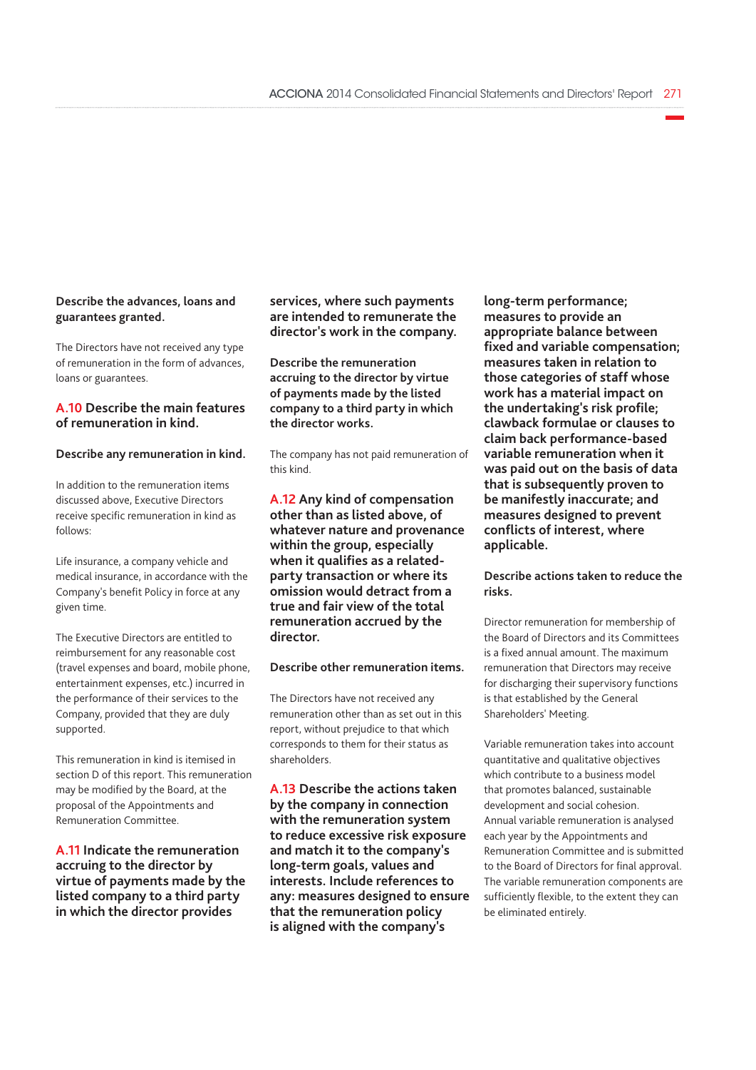**Describe the advances, loans and guarantees granted.**

The Directors have not received any type of remuneration in the form of advances, loans or guarantees.

### A.10 Describe the main features of remuneration in kind.

**Describe any remuneration in kind.**

In addition to the remuneration items discussed above, Executive Directors receive specific remuneration in kind as follows:

Life insurance, a company vehicle and medical insurance, in accordance with the Company's benefit Policy in force at any given time.

The Executive Directors are entitled to reimbursement for any reasonable cost (travel expenses and board, mobile phone, entertainment expenses, etc.) incurred in the performance of their services to the Company, provided that they are duly supported.

This remuneration in kind is itemised in section D of this report. This remuneration may be modified by the Board, at the proposal of the Appointments and Remuneration Committee.

### A.11 Indicate the remuneration accruing to the director by virtue of payments made by the listed company to a third party in which the director provides services, where such payments are intended to remunerate the director's work in the company.

**Describe the remuneration accruing to the director by virtue of payments made by the listed company to a third party in which the director works.**

The company has not paid remuneration of this kind.

### A.12 Any kind of compensation other than as listed above, of whatever nature and provenance within the group, especially when it qualifies as a related-party transaction or where its omission would detract from a true and fair view of the total remuneration accrued by the director.

**Describe other remuneration items.**

The Directors have not received any remuneration other than as set out in this report, without prejudice to that which corresponds to them for their status as shareholders.

### A.13 Describe the actions taken by the company in connection with the remuneration system to reduce excessive risk exposure and match it to the company's long-term goals, values and interests. Include references to any: measures designed to ensure that the remuneration policy is aligned with the company's long-term performance; measures to provide an appropriate balance between fixed and variable compensation; measures taken in relation to those categories of staff whose work has a material impact on the undertaking's risk profile; clawback formulae or clauses to claim back performance-based variable remuneration when it was paid out on the basis of data that is subsequently proven to be manifestly inaccurate; and measures designed to prevent conflicts of interest, where applicable.

**Describe actions taken to reduce the risks.**

Director remuneration for membership of the Board of Directors and its Committees is a fixed annual amount. The maximum remuneration that Directors may receive for discharging their supervisory functions is that established by the General Shareholders' Meeting.

Variable remuneration takes into account quantitative and qualitative objectives which contribute to a business model that promotes balanced, sustainable development and social cohesion. Annual variable remuneration is analysed each year by the Appointments and Remuneration Committee and is submitted to the Board of Directors for final approval. The variable remuneration components are sufficiently flexible, to the extent they can be eliminated entirely.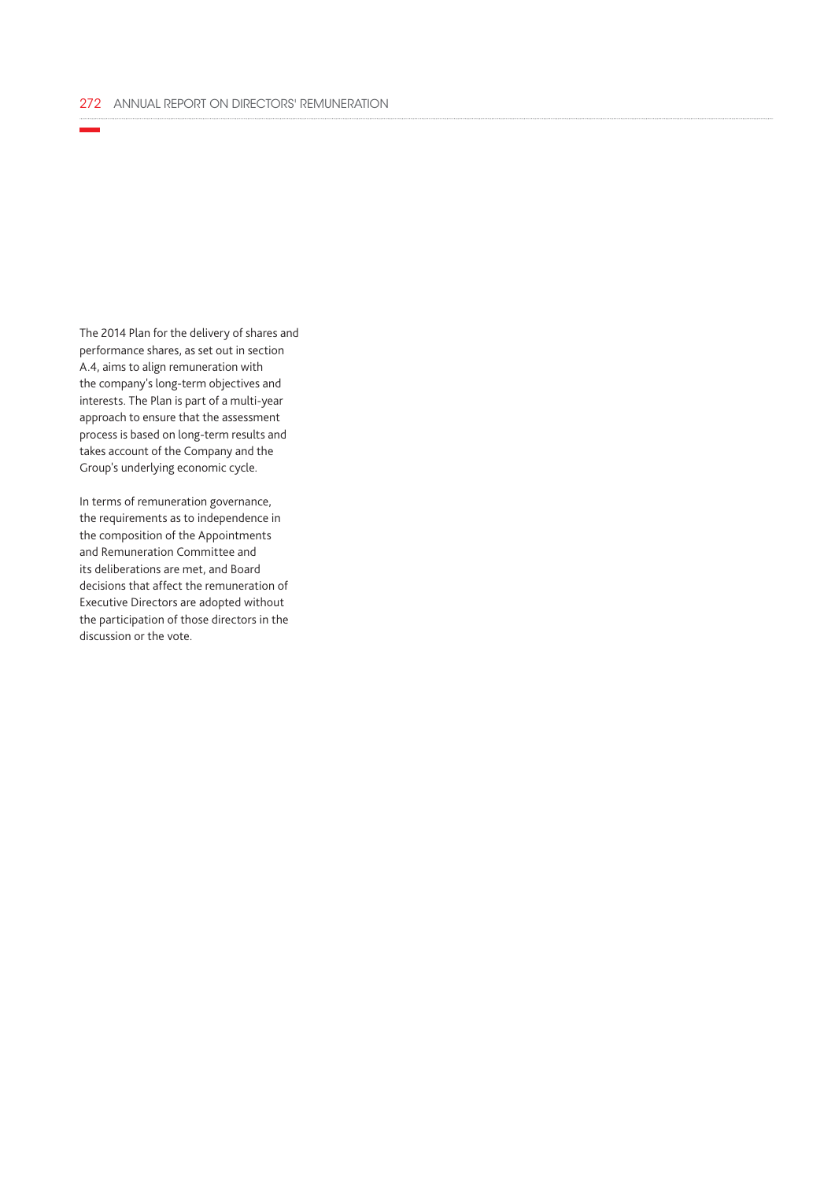The 2014 Plan for the delivery of shares and performance shares, as set out in section A.4, aims to align remuneration with the company's long-term objectives and interests. The Plan is part of a multi-year approach to ensure that the assessment process is based on long-term results and takes account of the Company and the Group's underlying economic cycle.

In terms of remuneration governance, the requirements as to independence in the composition of the Appointments and Remuneration Committee and its deliberations are met, and Board decisions that affect the remuneration of Executive Directors are adopted without the participation of those directors in the discussion or the vote.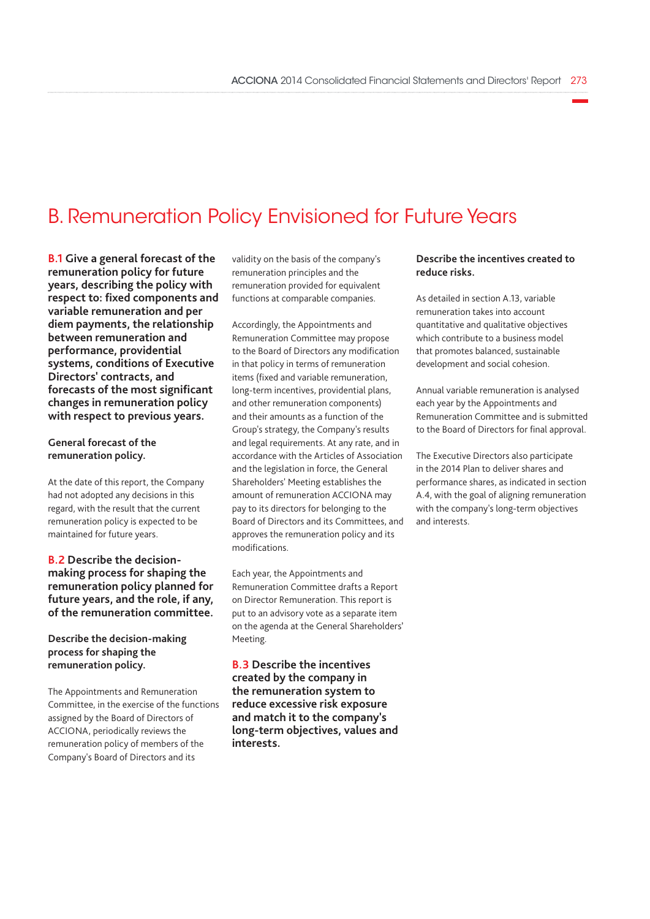# B. Remuneration Policy Envisioned for Future Years

## B.1 Give a general forecast of the remuneration policy for future years, describing the policy with respect to: fixed components and variable remuneration and per diem payments, the relationship between remuneration and performance, providential systems, conditions of Executive Directors' contracts, and forecasts of the most significant changes in remuneration policy with respect to previous years.

**General forecast of the remuneration policy.**

At the date of this report, the Company had not adopted any decisions in this regard, with the result that the current remuneration policy is expected to be maintained for future years.

## B.2 Describe the decision-making process for shaping the remuneration policy planned for future years, and the role, if any, of the remuneration committee.

**Describe the decision-making process for shaping the remuneration policy.**

The Appointments and Remuneration Committee, in the exercise of the functions assigned by the Board of Directors of ACCIONA, periodically reviews the remuneration policy of members of the Company's Board of Directors and its validity on the basis of the company's remuneration principles and the remuneration provided for equivalent functions at comparable companies.

Accordingly, the Appointments and Remuneration Committee may propose to the Board of Directors any modification in that policy in terms of remuneration items (fixed and variable remuneration, long-term incentives, providential plans, and other remuneration components) and their amounts as a function of the Group's strategy, the Company's results and legal requirements. At any rate, and in accordance with the Articles of Association and the legislation in force, the General Shareholders' Meeting establishes the amount of remuneration ACCIONA may pay to its directors for belonging to the Board of Directors and its Committees, and approves the remuneration policy and its modifications.

Each year, the Appointments and Remuneration Committee drafts a Report on Director Remuneration. This report is put to an advisory vote as a separate item on the agenda at the General Shareholders' Meeting.

## B.3 Describe the incentives created by the company in the remuneration system to reduce excessive risk exposure and match it to the company's long-term objectives, values and interests.

**Describe the incentives created to reduce risks.**

As detailed in section A.13, variable remuneration takes into account quantitative and qualitative objectives which contribute to a business model that promotes balanced, sustainable development and social cohesion.

Annual variable remuneration is analysed each year by the Appointments and Remuneration Committee and is submitted to the Board of Directors for final approval.

The Executive Directors also participate in the 2014 Plan to deliver shares and performance shares, as indicated in section A.4, with the goal of aligning remuneration with the company's long-term objectives and interests.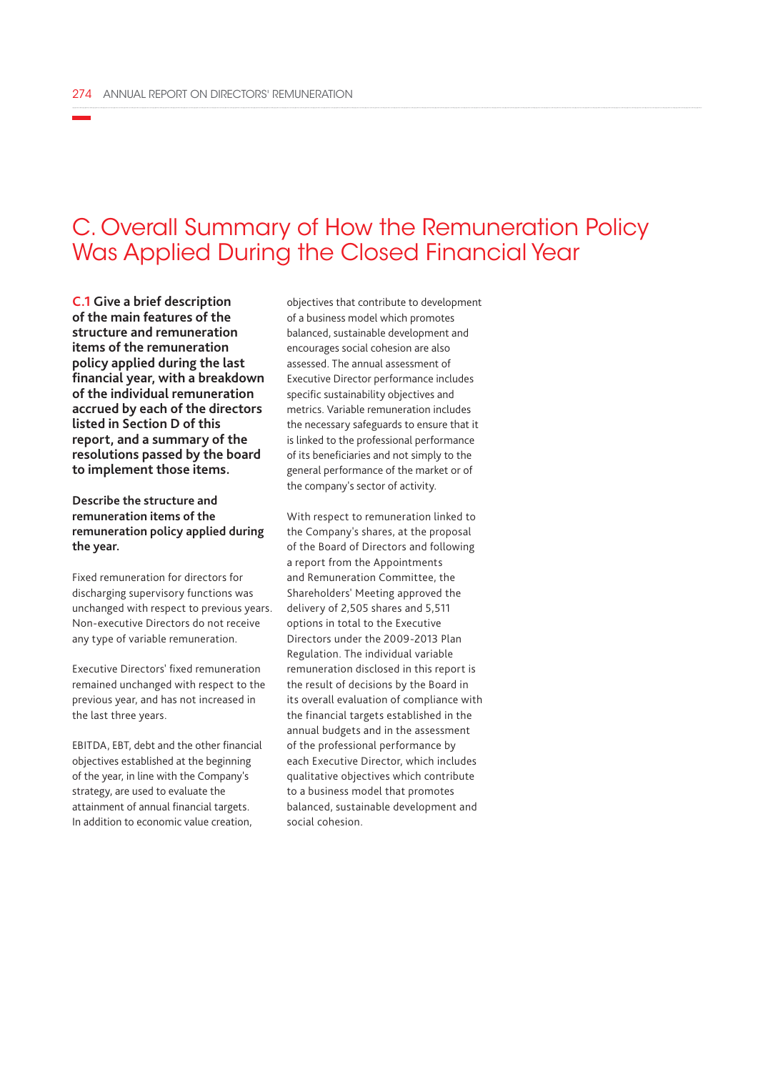# C. Overall Summary of How the Remuneration Policy Was Applied During the Closed Financial Year

**C.1 Give a brief description of the main features of the structure and remuneration items of the remuneration policy applied during the last financial year, with a breakdown of the individual remuneration accrued by each of the directors listed in Section D of this report, and a summary of the resolutions passed by the board to implement those items.**

**Describe the structure and remuneration items of the remuneration policy applied during the year.**

Fixed remuneration for directors for discharging supervisory functions was unchanged with respect to previous years. Non-executive Directors do not receive any type of variable remuneration.

Executive Directors' fixed remuneration remained unchanged with respect to the previous year, and has not increased in the last three years.

EBITDA, EBT, debt and the other financial objectives established at the beginning of the year, in line with the Company's strategy, are used to evaluate the attainment of annual financial targets. In addition to economic value creation, objectives that contribute to development of a business model which promotes balanced, sustainable development and encourages social cohesion are also assessed. The annual assessment of Executive Director performance includes specific sustainability objectives and metrics. Variable remuneration includes the necessary safeguards to ensure that it is linked to the professional performance of its beneficiaries and not simply to the general performance of the market or of the company's sector of activity.

With respect to remuneration linked to the Company's shares, at the proposal of the Board of Directors and following a report from the Appointments and Remuneration Committee, the Shareholders' Meeting approved the delivery of 2,505 shares and 5,511 options in total to the Executive Directors under the 2009-2013 Plan Regulation. The individual variable remuneration disclosed in this report is the result of decisions by the Board in its overall evaluation of compliance with the financial targets established in the annual budgets and in the assessment of the professional performance by each Executive Director, which includes qualitative objectives which contribute to a business model that promotes balanced, sustainable development and social cohesion.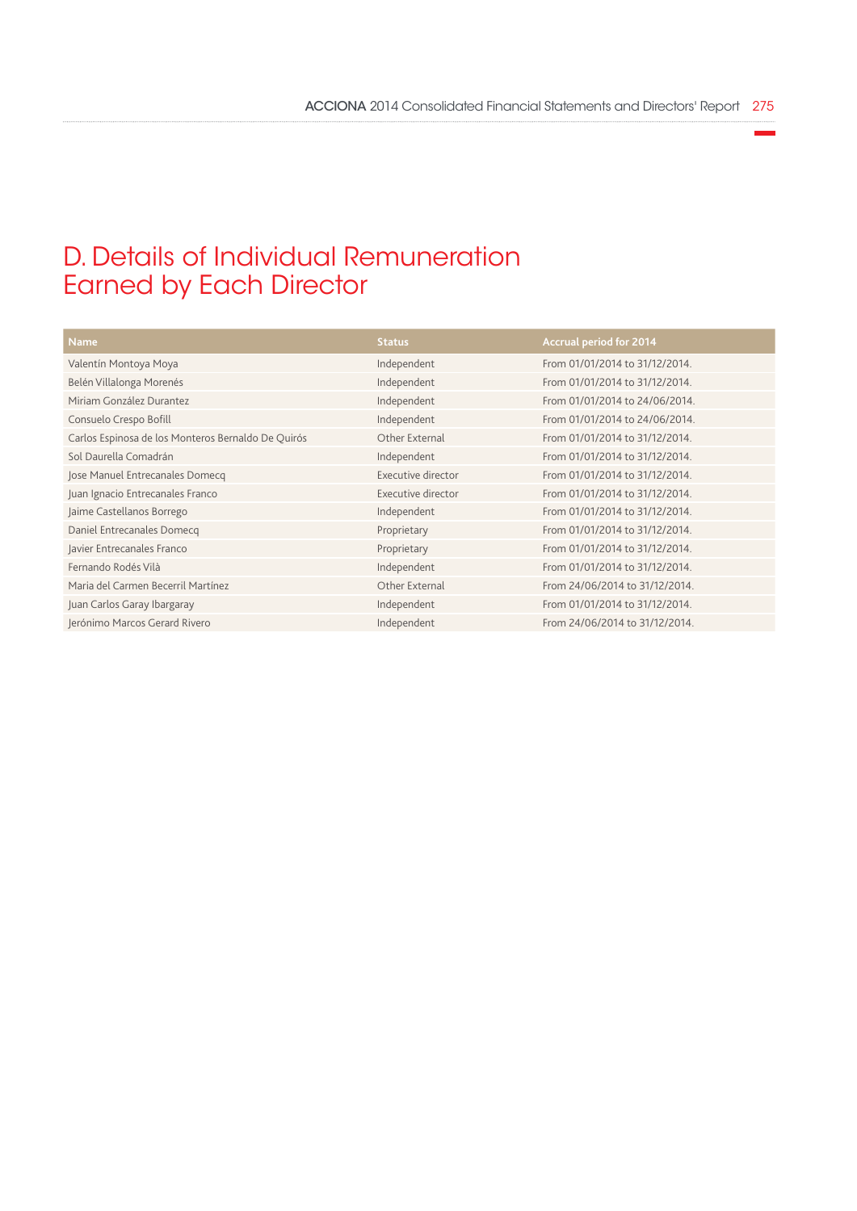# D. Details of Individual Remuneration Earned by Each Director

| Name | Status | Accrual period for 2014 |
|---|---|---|
| Valentín Montoya Moya | Independent | From 01/01/2014 to 31/12/2014. |
| Belén Villalonga Morenés | Independent | From 01/01/2014 to 31/12/2014. |
| Miriam González Durantez | Independent | From 01/01/2014 to 24/06/2014. |
| Consuelo Crespo Bofill | Independent | From 01/01/2014 to 24/06/2014. |
| Carlos Espinosa de los Monteros Bernaldo De Quirós | Other External | From 01/01/2014 to 31/12/2014. |
| Sol Daurella Comadrán | Independent | From 01/01/2014 to 31/12/2014. |
| Jose Manuel Entrecanales Domecq | Executive director | From 01/01/2014 to 31/12/2014. |
| Juan Ignacio Entrecanales Franco | Executive director | From 01/01/2014 to 31/12/2014. |
| Jaime Castellanos Borrego | Independent | From 01/01/2014 to 31/12/2014. |
| Daniel Entrecanales Domecq | Proprietary | From 01/01/2014 to 31/12/2014. |
| Javier Entrecanales Franco | Proprietary | From 01/01/2014 to 31/12/2014. |
| Fernando Rodés Vilà | Independent | From 01/01/2014 to 31/12/2014. |
| Maria del Carmen Becerril Martínez | Other External | From 24/06/2014 to 31/12/2014. |
| Juan Carlos Garay Ibargaray | Independent | From 01/01/2014 to 31/12/2014. |
| Jerónimo Marcos Gerard Rivero | Independent | From 24/06/2014 to 31/12/2014. |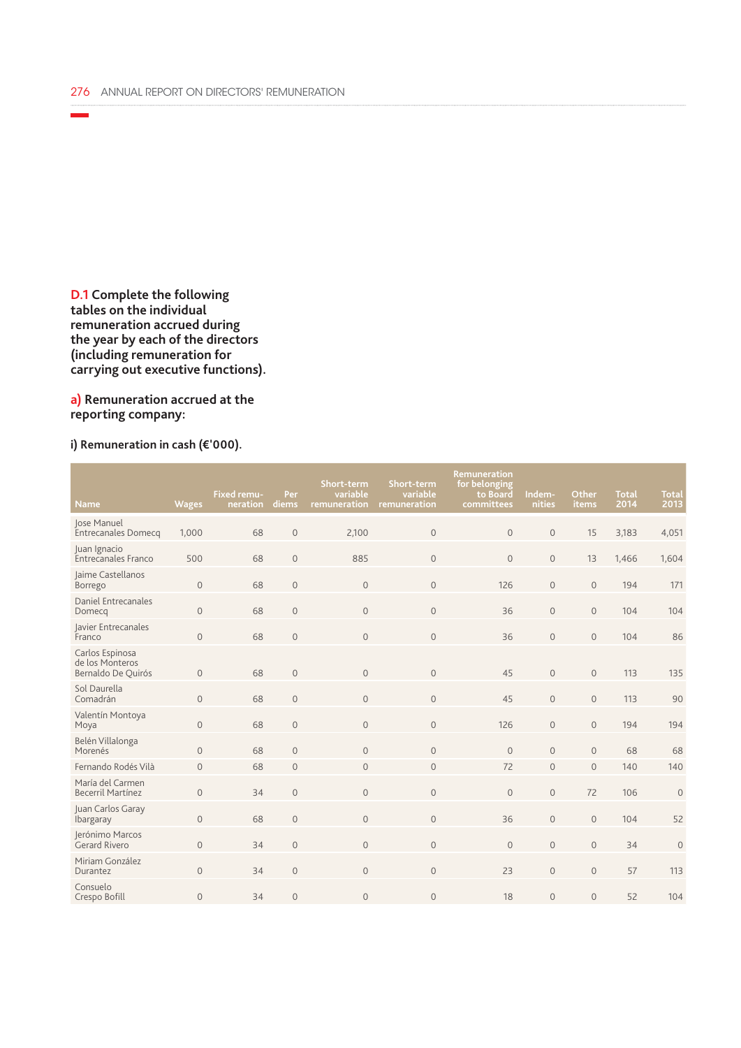**D.1** Complete the following tables on the individual remuneration accrued during the year by each of the directors (including remuneration for carrying out executive functions).

**a)** Remuneration accrued at the reporting company:

**i) Remuneration in cash (€'000).**

| Name | Wages | Fixed remuneration | Per diems | Short-term variable remuneration | Short-term variable remuneration | Remuneration for belonging to Board committees | Indemnities | Other items | Total 2014 | Total 2013 |
|---|---|---|---|---|---|---|---|---|---|---|
| Jose Manuel Entrecanales Domecq | 1,000 | 68 | 0 | 2,100 | 0 | 0 | 0 | 15 | 3,183 | 4,051 |
| Juan Ignacio Entrecanales Franco | 500 | 68 | 0 | 885 | 0 | 0 | 0 | 13 | 1,466 | 1,604 |
| Jaime Castellanos Borrego | 0 | 68 | 0 | 0 | 0 | 126 | 0 | 0 | 194 | 171 |
| Daniel Entrecanales Domecq | 0 | 68 | 0 | 0 | 0 | 36 | 0 | 0 | 104 | 104 |
| Javier Entrecanales Franco | 0 | 68 | 0 | 0 | 0 | 36 | 0 | 0 | 104 | 86 |
| Carlos Espinosa de los Monteros Bernaldo De Quirós | 0 | 68 | 0 | 0 | 0 | 45 | 0 | 0 | 113 | 135 |
| Sol Daurella Comadrán | 0 | 68 | 0 | 0 | 0 | 45 | 0 | 0 | 113 | 90 |
| Valentín Montoya Moya | 0 | 68 | 0 | 0 | 0 | 126 | 0 | 0 | 194 | 194 |
| Belén Villalonga Morenés | 0 | 68 | 0 | 0 | 0 | 0 | 0 | 0 | 68 | 68 |
| Fernando Rodés Vilà | 0 | 68 | 0 | 0 | 0 | 72 | 0 | 0 | 140 | 140 |
| María del Carmen Becerril Martínez | 0 | 34 | 0 | 0 | 0 | 0 | 0 | 72 | 106 | 0 |
| Juan Carlos Garay Ibargaray | 0 | 68 | 0 | 0 | 0 | 36 | 0 | 0 | 104 | 52 |
| Jerónimo Marcos Gerard Rivero | 0 | 34 | 0 | 0 | 0 | 0 | 0 | 0 | 34 | 0 |
| Miriam González Durantez | 0 | 34 | 0 | 0 | 0 | 23 | 0 | 0 | 57 | 113 |
| Consuelo Crespo Bofill | 0 | 34 | 0 | 0 | 0 | 18 | 0 | 0 | 52 | 104 |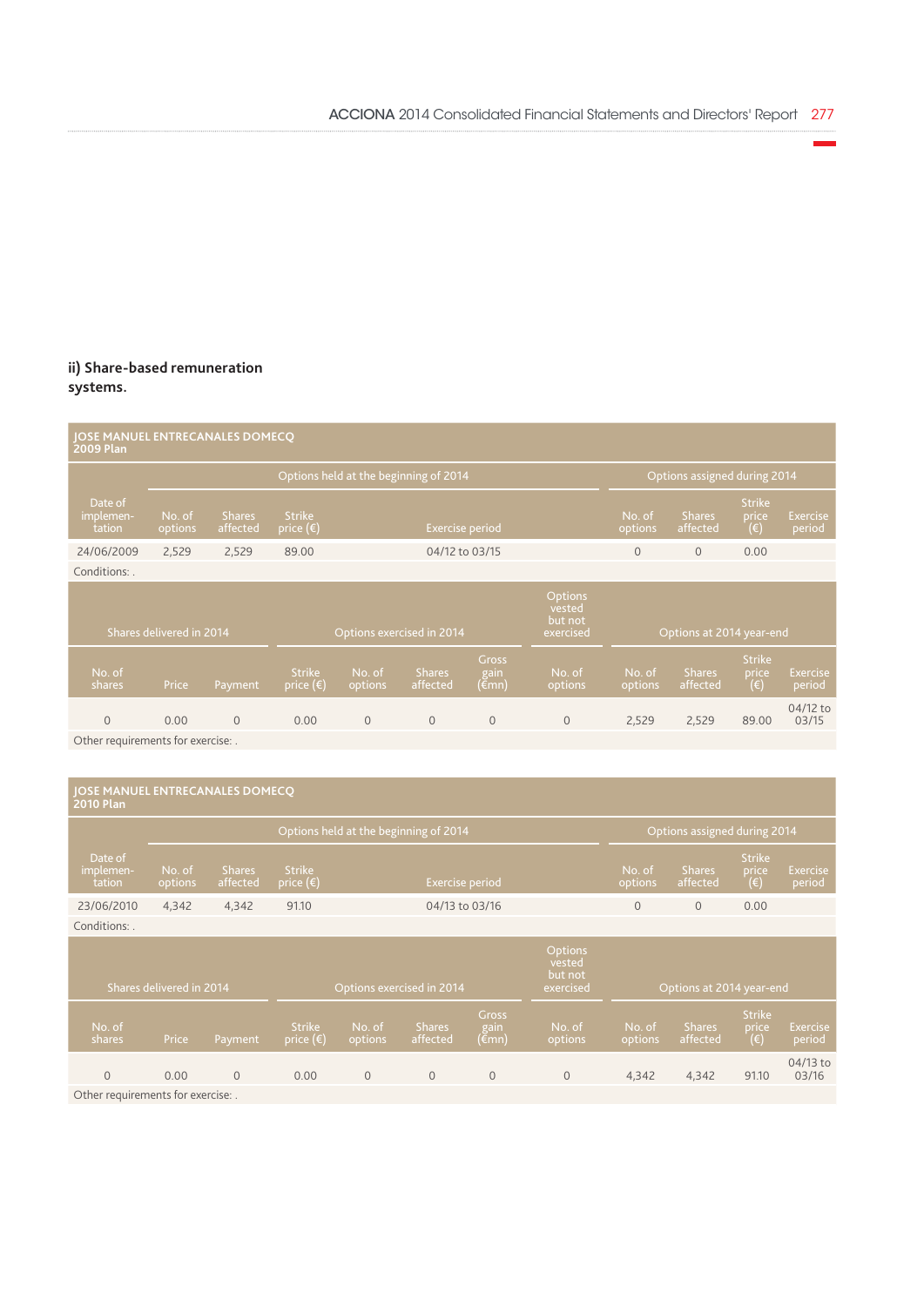### ii) Share-based remuneration systems.

**JOSE MANUEL ENTRECANALES DOMECQ**
**2009 Plan**

| Options held at the beginning of 2014 | | | | | Options assigned during 2014 | | | |
|---|---|---|---|---|---|---|---|---|
| Date of implementation | No. of options | Shares affected | Strike price (€) | Exercise period | No. of options | Shares affected | Strike price (€) | Exercise period |
| 24/06/2009 | 2,529 | 2,529 | 89.00 | 04/12 to 03/15 | 0 | 0 | 0.00 | |

Conditions: .

| Shares delivered in 2014 | | | Options exercised in 2014 | | | | Options vested but not exercised | Options at 2014 year-end | | | |
|---|---|---|---|---|---|---|---|---|---|---|---|
| No. of shares | Price | Payment | Strike price (€) | No. of options | Shares affected | Gross gain (€mn) | No. of options | No. of options | Shares affected | Strike price (€) | Exercise period |
| 0 | 0.00 | 0 | 0.00 | 0 | 0 | 0 | 0 | 2,529 | 2,529 | 89.00 | 04/12 to 03/15 |

Other requirements for exercise: .

**JOSE MANUEL ENTRECANALES DOMECQ**
**2010 Plan**

| Options held at the beginning of 2014 | | | | | Options assigned during 2014 | | | |
|---|---|---|---|---|---|---|---|---|
| Date of implementation | No. of options | Shares affected | Strike price (€) | Exercise period | No. of options | Shares affected | Strike price (€) | Exercise period |
| 23/06/2010 | 4,342 | 4,342 | 91.10 | 04/13 to 03/16 | 0 | 0 | 0.00 | |

Conditions: .

| Shares delivered in 2014 | | | Options exercised in 2014 | | | | Options vested but not exercised | Options at 2014 year-end | | | |
|---|---|---|---|---|---|---|---|---|---|---|---|
| No. of shares | Price | Payment | Strike price (€) | No. of options | Shares affected | Gross gain (€mn) | No. of options | No. of options | Shares affected | Strike price (€) | Exercise period |
| 0 | 0.00 | 0 | 0.00 | 0 | 0 | 0 | 0 | 4,342 | 4,342 | 91.10 | 04/13 to 03/16 |

Other requirements for exercise: .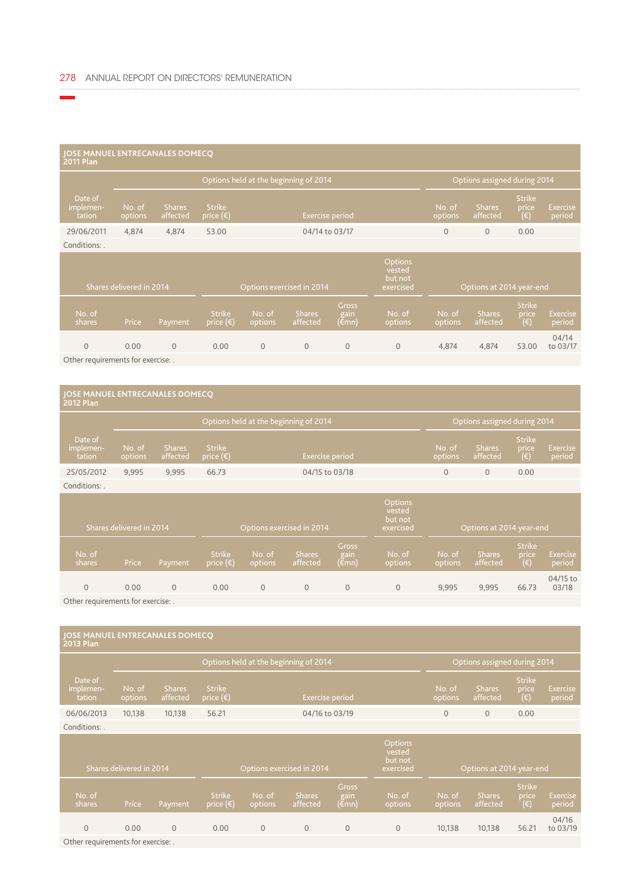## JOSE MANUEL ENTRECANALES DOMECQ
### 2011 Plan

| | Options held at the beginning of 2014 | | | | Options assigned during 2014 | | | |
|---|---|---|---|---|---|---|---|---|
| Date of implemen-tation | No. of options | Shares affected | Strike price (€) | Exercise period | No. of options | Shares affected | Strike price (€) | Exercise period |
| 29/06/2011 | 4,874 | 4,874 | 53.00 | 04/14 to 03/17 | 0 | 0 | 0.00 | |

Conditions: .

| Shares delivered in 2014 | | | Options exercised in 2014 | | | | Options vested but not exercised | Options at 2014 year-end | | | |
|---|---|---|---|---|---|---|---|---|---|---|---|
| No. of shares | Price | Payment | Strike price (€) | No. of options | Shares affected | Gross gain (€mn) | No. of options | No. of options | Shares affected | Strike price (€) | Exercise period |
| 0 | 0.00 | 0 | 0.00 | 0 | 0 | 0 | 0 | 4,874 | 4,874 | 53.00 | 04/14 to 03/17 |

Other requirements for exercise: .

## JOSE MANUEL ENTRECANALES DOMECQ
### 2012 Plan

| | Options held at the beginning of 2014 | | | | Options assigned during 2014 | | | |
|---|---|---|---|---|---|---|---|---|
| Date of implemen-tation | No. of options | Shares affected | Strike price (€) | Exercise period | No. of options | Shares affected | Strike price (€) | Exercise period |
| 25/05/2012 | 9,995 | 9,995 | 66.73 | 04/15 to 03/18 | 0 | 0 | 0.00 | |

Conditions: .

| Shares delivered in 2014 | | | Options exercised in 2014 | | | | Options vested but not exercised | Options at 2014 year-end | | | |
|---|---|---|---|---|---|---|---|---|---|---|---|
| No. of shares | Price | Payment | Strike price (€) | No. of options | Shares affected | Gross gain (€mn) | No. of options | No. of options | Shares affected | Strike price (€) | Exercise period |
| 0 | 0.00 | 0 | 0.00 | 0 | 0 | 0 | 0 | 9,995 | 9,995 | 66.73 | 04/15 to 03/18 |

Other requirements for exercise: .

## JOSE MANUEL ENTRECANALES DOMECQ
### 2013 Plan

| | Options held at the beginning of 2014 | | | | Options assigned during 2014 | | | |
|---|---|---|---|---|---|---|---|---|
| Date of implemen-tation | No. of options | Shares affected | Strike price (€) | Exercise period | No. of options | Shares affected | Strike price (€) | Exercise period |
| 06/06/2013 | 10,138 | 10,138 | 56.21 | 04/16 to 03/19 | 0 | 0 | 0.00 | |

Conditions: .

| Shares delivered in 2014 | | | Options exercised in 2014 | | | | Options vested but not exercised | Options at 2014 year-end | | | |
|---|---|---|---|---|---|---|---|---|---|---|---|
| No. of shares | Price | Payment | Strike price (€) | No. of options | Shares affected | Gross gain (€mn) | No. of options | No. of options | Shares affected | Strike price (€) | Exercise period |
| 0 | 0.00 | 0 | 0.00 | 0 | 0 | 0 | 0 | 10,138 | 10,138 | 56.21 | 04/16 to 03/19 |

Other requirements for exercise: .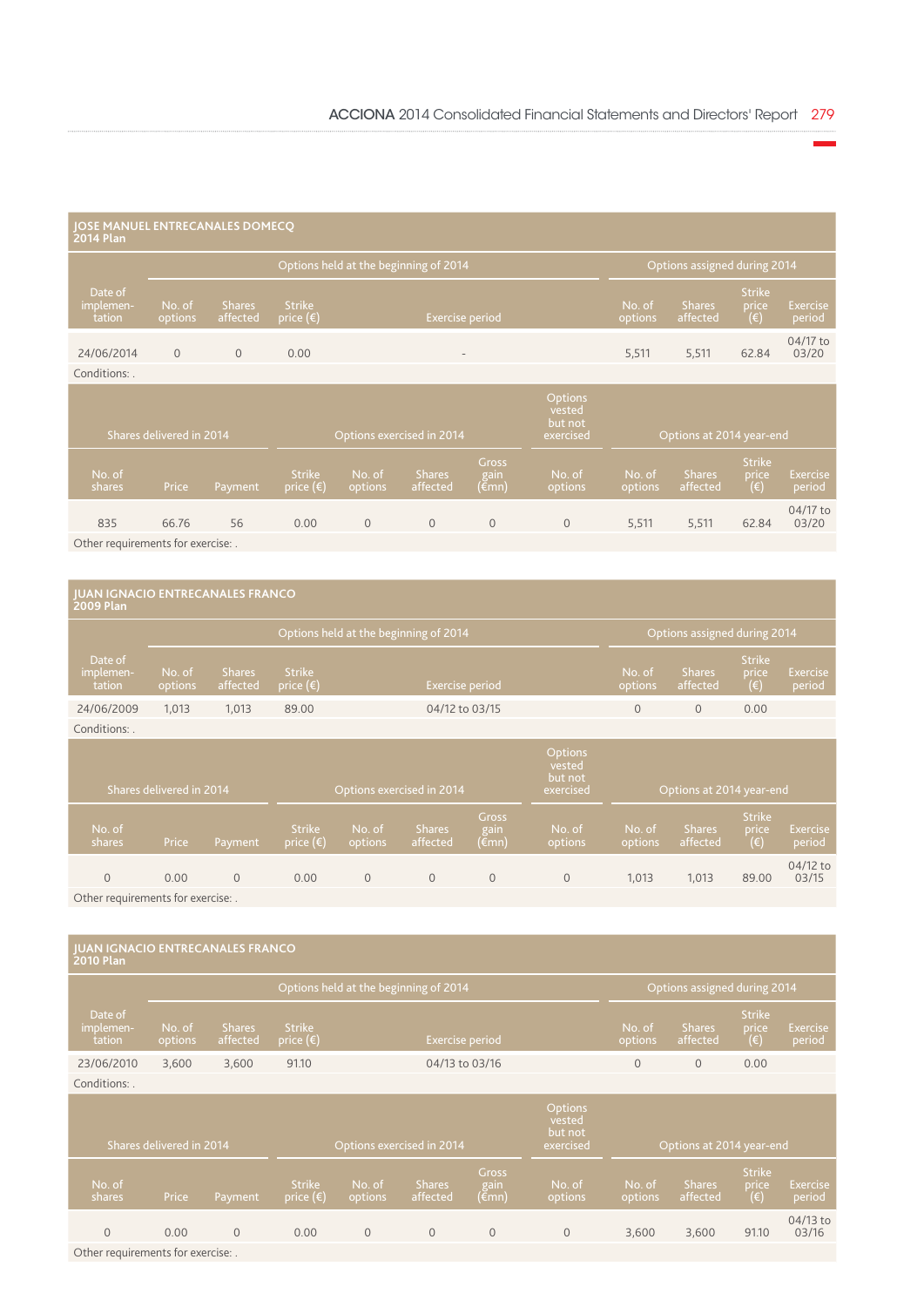### JOSE MANUEL ENTRECANALES DOMECQ
### 2014 Plan

| Date of implementation | Options held at the beginning of 2014: No. of options | Shares affected | Strike price (€) | Exercise period | Options assigned during 2014: No. of options | Shares affected | Strike price (€) | Exercise period |
|---|---|---|---|---|---|---|---|---|
| 24/06/2014 | 0 | 0 | 0.00 | - | 5,511 | 5,511 | 62.84 | 04/17 to 03/20 |

Conditions: .

| Shares delivered in 2014: No. of shares | Price | Payment | Options exercised in 2014: Strike price (€) | No. of options | Shares affected | Gross gain (€mn) | Options vested but not exercised: No. of options | Options at 2014 year-end: No. of options | Shares affected | Strike price (€) | Exercise period |
|---|---|---|---|---|---|---|---|---|---|---|---|
| 835 | 66.76 | 56 | 0.00 | 0 | 0 | 0 | 0 | 5,511 | 5,511 | 62.84 | 04/17 to 03/20 |

Other requirements for exercise: .

### JUAN IGNACIO ENTRECANALES FRANCO
### 2009 Plan

| Date of implementation | Options held at the beginning of 2014: No. of options | Shares affected | Strike price (€) | Exercise period | Options assigned during 2014: No. of options | Shares affected | Strike price (€) | Exercise period |
|---|---|---|---|---|---|---|---|---|
| 24/06/2009 | 1,013 | 1,013 | 89.00 | 04/12 to 03/15 | 0 | 0 | 0.00 | |

Conditions: .

| Shares delivered in 2014: No. of shares | Price | Payment | Options exercised in 2014: Strike price (€) | No. of options | Shares affected | Gross gain (€mn) | Options vested but not exercised: No. of options | Options at 2014 year-end: No. of options | Shares affected | Strike price (€) | Exercise period |
|---|---|---|---|---|---|---|---|---|---|---|---|
| 0 | 0.00 | 0 | 0.00 | 0 | 0 | 0 | 0 | 1,013 | 1,013 | 89.00 | 04/12 to 03/15 |

Other requirements for exercise: .

### JUAN IGNACIO ENTRECANALES FRANCO
### 2010 Plan

| Date of implementation | Options held at the beginning of 2014: No. of options | Shares affected | Strike price (€) | Exercise period | Options assigned during 2014: No. of options | Shares affected | Strike price (€) | Exercise period |
|---|---|---|---|---|---|---|---|---|
| 23/06/2010 | 3,600 | 3,600 | 91.10 | 04/13 to 03/16 | 0 | 0 | 0.00 | |

Conditions: .

| Shares delivered in 2014: No. of shares | Price | Payment | Options exercised in 2014: Strike price (€) | No. of options | Shares affected | Gross gain (€mn) | Options vested but not exercised: No. of options | Options at 2014 year-end: No. of options | Shares affected | Strike price (€) | Exercise period |
|---|---|---|---|---|---|---|---|---|---|---|---|
| 0 | 0.00 | 0 | 0.00 | 0 | 0 | 0 | 0 | 3,600 | 3,600 | 91.10 | 04/13 to 03/16 |

Other requirements for exercise: .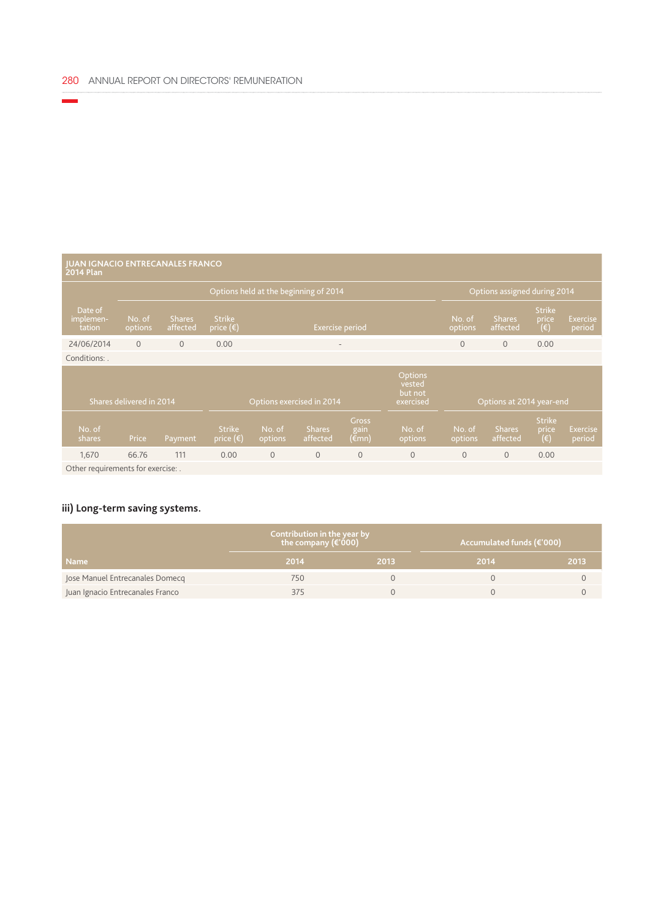**JUAN IGNACIO ENTRECANALES FRANCO**
**2014 Plan**

| Date of implementation | Options held at the beginning of 2014 | | | | Options assigned during 2014 | | | |
|---|---|---|---|---|---|---|---|---|
| | No. of options | Shares affected | Strike price (€) | Exercise period | No. of options | Shares affected | Strike price (€) | Exercise period |
| 24/06/2014 | 0 | 0 | 0.00 | - | 0 | 0 | 0.00 | |

Conditions: .

| Shares delivered in 2014 | | | Options exercised in 2014 | | | | Options vested but not exercised | Options at 2014 year-end | | | |
|---|---|---|---|---|---|---|---|---|---|---|---|
| No. of shares | Price | Payment | Strike price (€) | No. of options | Shares affected | Gross gain (€mn) | No. of options | No. of options | Shares affected | Strike price (€) | Exercise period |
| 1,670 | 66.76 | 111 | 0.00 | 0 | 0 | 0 | 0 | 0 | 0 | 0.00 | |

Other requirements for exercise: .

### iii) Long-term saving systems.

| Name | Contribution in the year by the company (€'000) | | Accumulated funds (€'000) | |
|---|---|---|---|---|
| | 2014 | 2013 | 2014 | 2013 |
| Jose Manuel Entrecanales Domecq | 750 | 0 | 0 | 0 |
| Juan Ignacio Entrecanales Franco | 375 | 0 | 0 | 0 |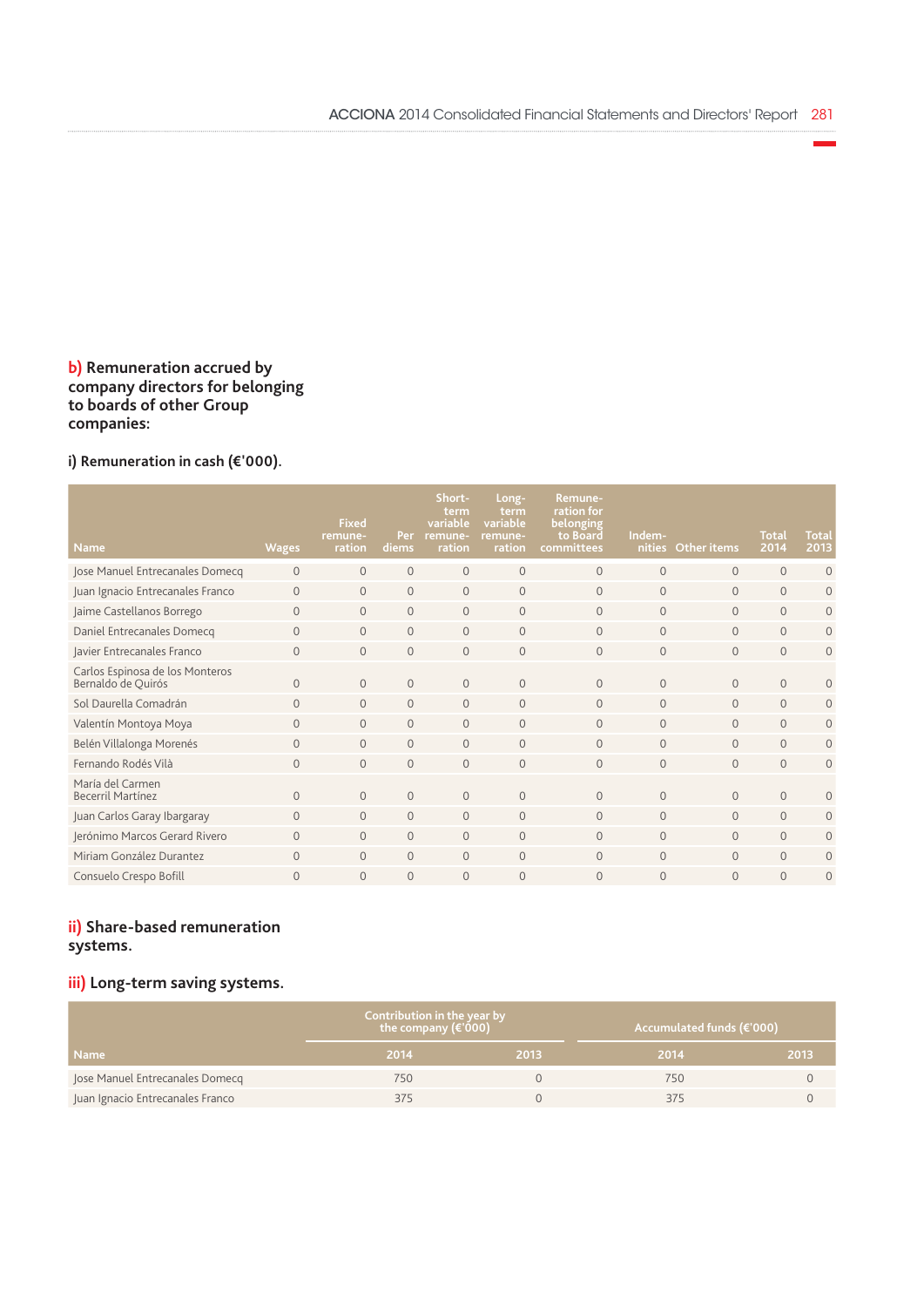## b) Remuneration accrued by company directors for belonging to boards of other Group companies:

### i) Remuneration in cash (€'000).

| Name | Wages | Fixed remune-ration | Per diems | Short-term variable remune-ration | Long-term variable remune-ration | Remune-ration for belonging to Board committees | Indem-nities | Other items | Total 2014 | Total 2013 |
|---|---|---|---|---|---|---|---|---|---|---|
| Jose Manuel Entrecanales Domecq | 0 | 0 | 0 | 0 | 0 | 0 | 0 | 0 | 0 | 0 |
| Juan Ignacio Entrecanales Franco | 0 | 0 | 0 | 0 | 0 | 0 | 0 | 0 | 0 | 0 |
| Jaime Castellanos Borrego | 0 | 0 | 0 | 0 | 0 | 0 | 0 | 0 | 0 | 0 |
| Daniel Entrecanales Domecq | 0 | 0 | 0 | 0 | 0 | 0 | 0 | 0 | 0 | 0 |
| Javier Entrecanales Franco | 0 | 0 | 0 | 0 | 0 | 0 | 0 | 0 | 0 | 0 |
| Carlos Espinosa de los Monteros Bernaldo de Quirós | 0 | 0 | 0 | 0 | 0 | 0 | 0 | 0 | 0 | 0 |
| Sol Daurella Comadrán | 0 | 0 | 0 | 0 | 0 | 0 | 0 | 0 | 0 | 0 |
| Valentín Montoya Moya | 0 | 0 | 0 | 0 | 0 | 0 | 0 | 0 | 0 | 0 |
| Belén Villalonga Morenés | 0 | 0 | 0 | 0 | 0 | 0 | 0 | 0 | 0 | 0 |
| Fernando Rodés Vilà | 0 | 0 | 0 | 0 | 0 | 0 | 0 | 0 | 0 | 0 |
| María del Carmen Becerril Martínez | 0 | 0 | 0 | 0 | 0 | 0 | 0 | 0 | 0 | 0 |
| Juan Carlos Garay Ibargaray | 0 | 0 | 0 | 0 | 0 | 0 | 0 | 0 | 0 | 0 |
| Jerónimo Marcos Gerard Rivero | 0 | 0 | 0 | 0 | 0 | 0 | 0 | 0 | 0 | 0 |
| Miriam González Durantez | 0 | 0 | 0 | 0 | 0 | 0 | 0 | 0 | 0 | 0 |
| Consuelo Crespo Bofill | 0 | 0 | 0 | 0 | 0 | 0 | 0 | 0 | 0 | 0 |

### ii) Share-based remuneration systems.

### iii) Long-term saving systems.

| Name | Contribution in the year by the company (€'000) | | Accumulated funds (€'000) | |
|---|---|---|---|---|
| | 2014 | 2013 | 2014 | 2013 |
| Jose Manuel Entrecanales Domecq | 750 | 0 | 750 | 0 |
| Juan Ignacio Entrecanales Franco | 375 | 0 | 375 | 0 |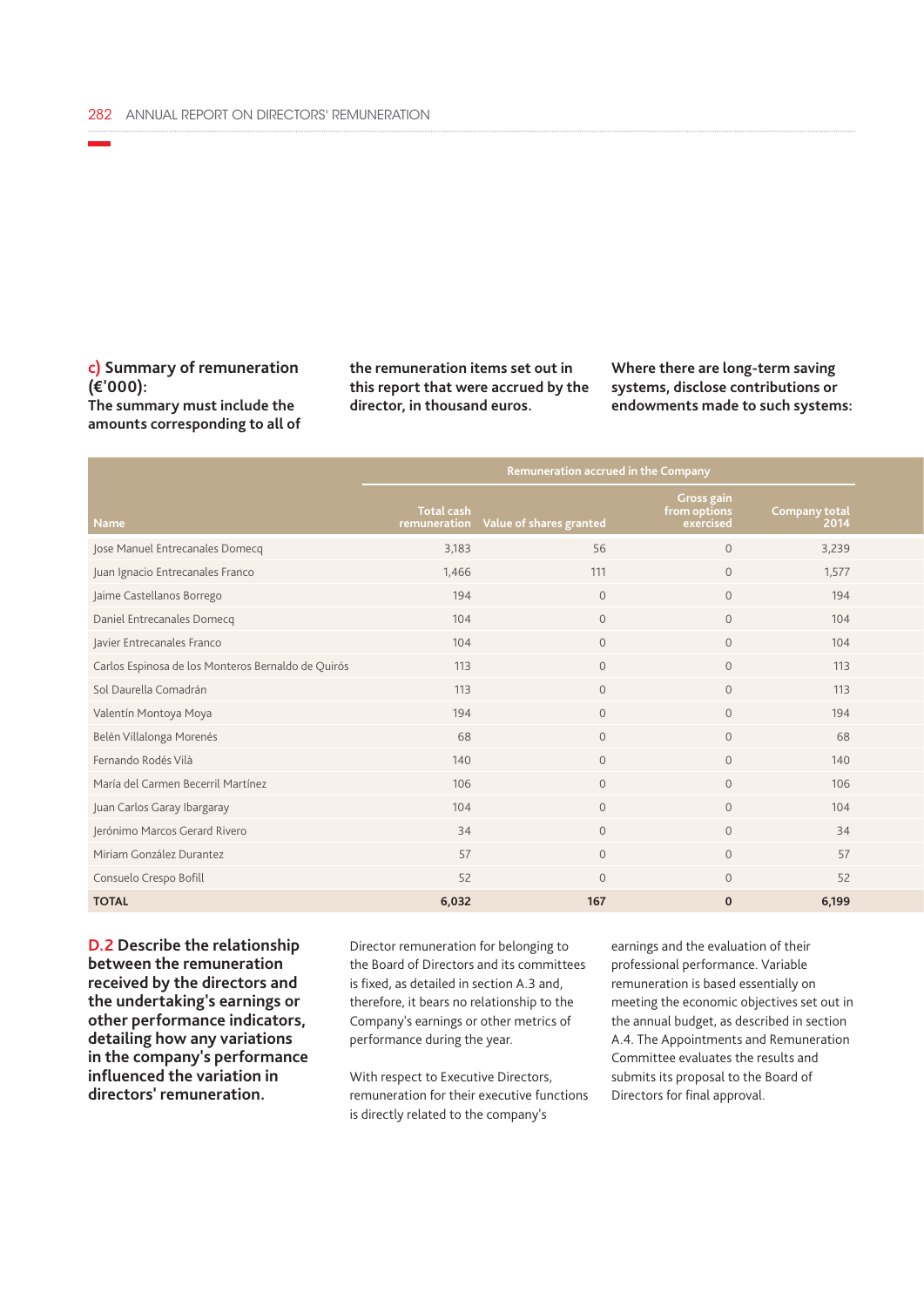### c) Summary of remuneration (€'000):

**The summary must include the amounts corresponding to all of the remuneration items set out in this report that were accrued by the director, in thousand euros.**

**Where there are long-term saving systems, disclose contributions or endowments made to such systems:**

| Name | Remuneration accrued in the Company | | | |
|---|---|---|---|---|
| | Total cash remuneration | Value of shares granted | Gross gain from options exercised | Company total 2014 |
| Jose Manuel Entrecanales Domecq | 3,183 | 56 | 0 | 3,239 |
| Juan Ignacio Entrecanales Franco | 1,466 | 111 | 0 | 1,577 |
| Jaime Castellanos Borrego | 194 | 0 | 0 | 194 |
| Daniel Entrecanales Domecq | 104 | 0 | 0 | 104 |
| Javier Entrecanales Franco | 104 | 0 | 0 | 104 |
| Carlos Espinosa de los Monteros Bernaldo de Quirós | 113 | 0 | 0 | 113 |
| Sol Daurella Comadrán | 113 | 0 | 0 | 113 |
| Valentín Montoya Moya | 194 | 0 | 0 | 194 |
| Belén Villalonga Morenés | 68 | 0 | 0 | 68 |
| Fernando Rodés Vilà | 140 | 0 | 0 | 140 |
| María del Carmen Becerril Martínez | 106 | 0 | 0 | 106 |
| Juan Carlos Garay Ibargaray | 104 | 0 | 0 | 104 |
| Jerónimo Marcos Gerard Rivero | 34 | 0 | 0 | 34 |
| Miriam González Durantez | 57 | 0 | 0 | 57 |
| Consuelo Crespo Bofill | 52 | 0 | 0 | 52 |
| **TOTAL** | **6,032** | **167** | **0** | **6,199** |

### D.2 Describe the relationship between the remuneration received by the directors and the undertaking's earnings or other performance indicators, detailing how any variations in the company's performance influenced the variation in directors' remuneration.

Director remuneration for belonging to the Board of Directors and its committees is fixed, as detailed in section A.3 and, therefore, it bears no relationship to the Company's earnings or other metrics of performance during the year.

With respect to Executive Directors, remuneration for their executive functions is directly related to the company's earnings and the evaluation of their professional performance. Variable remuneration is based essentially on meeting the economic objectives set out in the annual budget, as described in section A.4. The Appointments and Remuneration Committee evaluates the results and submits its proposal to the Board of Directors for final approval.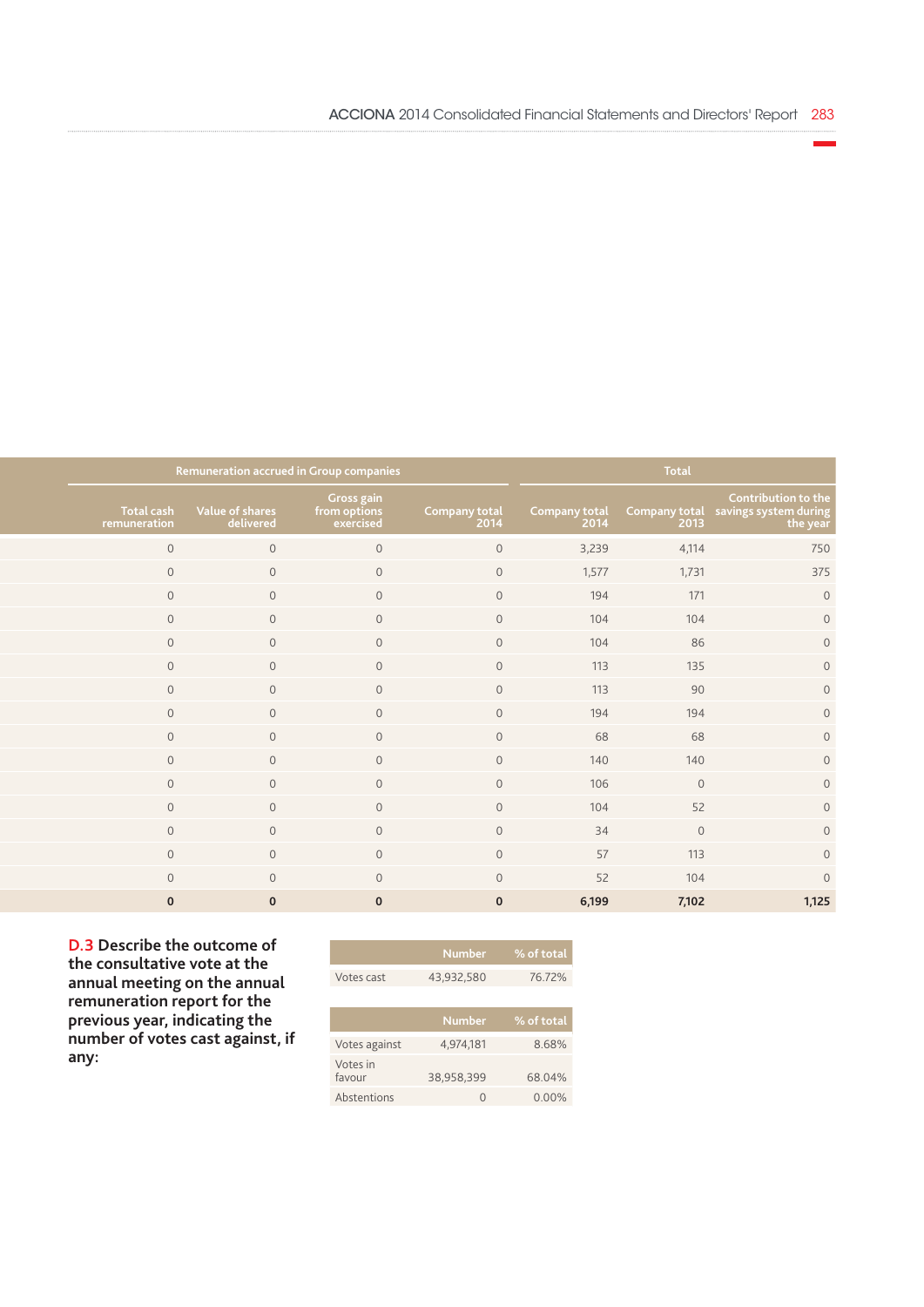| Remuneration accrued in Group companies | | | | Total | | |
|---|---|---|---|---|---|---|
| Total cash remuneration | Value of shares delivered | Gross gain from options exercised | Company total 2014 | Company total 2014 | Company total 2013 | Contribution to the savings system during the year |
| 0 | 0 | 0 | 0 | 3,239 | 4,114 | 750 |
| 0 | 0 | 0 | 0 | 1,577 | 1,731 | 375 |
| 0 | 0 | 0 | 0 | 194 | 171 | 0 |
| 0 | 0 | 0 | 0 | 104 | 104 | 0 |
| 0 | 0 | 0 | 0 | 104 | 86 | 0 |
| 0 | 0 | 0 | 0 | 113 | 135 | 0 |
| 0 | 0 | 0 | 0 | 113 | 90 | 0 |
| 0 | 0 | 0 | 0 | 194 | 194 | 0 |
| 0 | 0 | 0 | 0 | 68 | 68 | 0 |
| 0 | 0 | 0 | 0 | 140 | 140 | 0 |
| 0 | 0 | 0 | 0 | 106 | 0 | 0 |
| 0 | 0 | 0 | 0 | 104 | 52 | 0 |
| 0 | 0 | 0 | 0 | 34 | 0 | 0 |
| 0 | 0 | 0 | 0 | 57 | 113 | 0 |
| 0 | 0 | 0 | 0 | 52 | 104 | 0 |
| **0** | **0** | **0** | **0** | **6,199** | **7,102** | **1,125** |

### D.3 Describe the outcome of the consultative vote at the annual meeting on the annual remuneration report for the previous year, indicating the number of votes cast against, if any:

| | Number | % of total |
|---|---|---|
| Votes cast | 43,932,580 | 76.72% |

| | Number | % of total |
|---|---|---|
| Votes against | 4,974,181 | 8.68% |
| Votes in favour | 38,958,399 | 68.04% |
| Abstentions | 0 | 0.00% |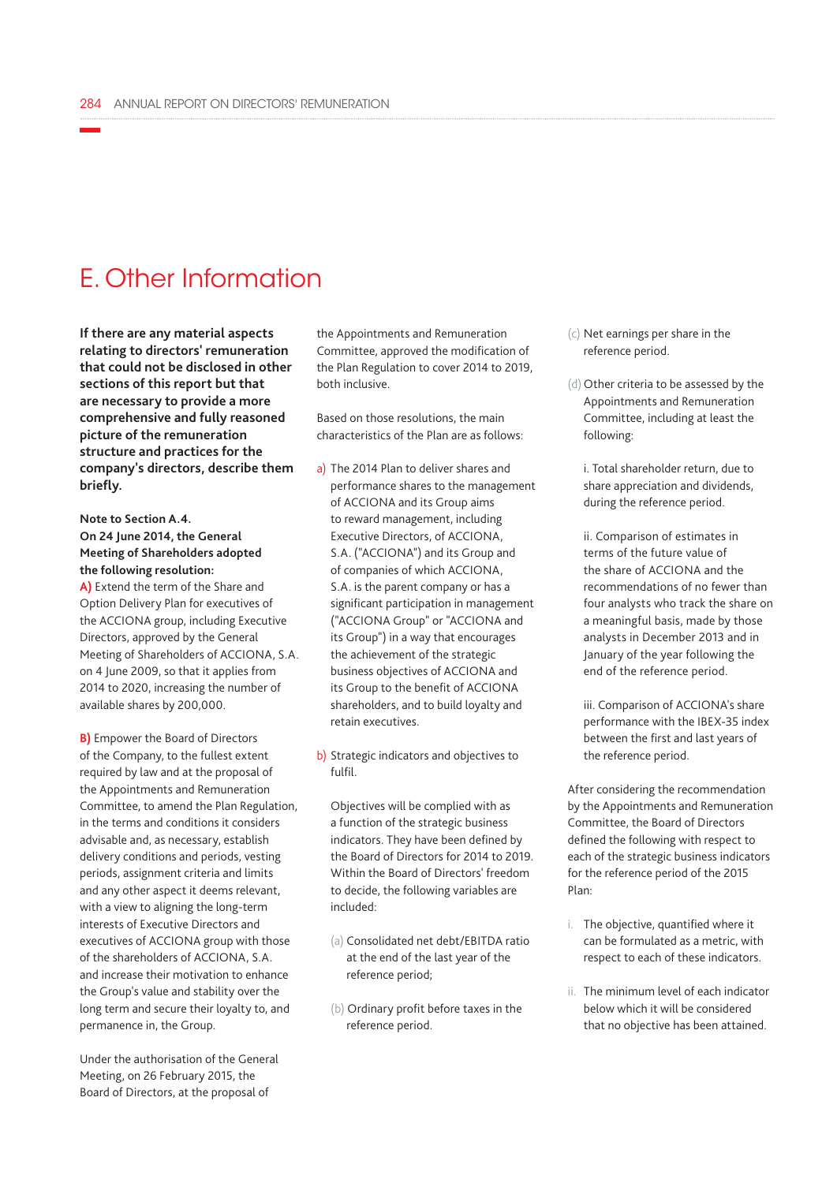# E. Other Information

**If there are any material aspects relating to directors' remuneration that could not be disclosed in other sections of this report but that are necessary to provide a more comprehensive and fully reasoned picture of the remuneration structure and practices for the company's directors, describe them briefly.**

**Note to Section A.4.**
**On 24 June 2014, the General Meeting of Shareholders adopted the following resolution:**

**A)** Extend the term of the Share and Option Delivery Plan for executives of the ACCIONA group, including Executive Directors, approved by the General Meeting of Shareholders of ACCIONA, S.A. on 4 June 2009, so that it applies from 2014 to 2020, increasing the number of available shares by 200,000.

**B)** Empower the Board of Directors of the Company, to the fullest extent required by law and at the proposal of the Appointments and Remuneration Committee, to amend the Plan Regulation, in the terms and conditions it considers advisable and, as necessary, establish delivery conditions and periods, vesting periods, assignment criteria and limits and any other aspect it deems relevant, with a view to aligning the long-term interests of Executive Directors and executives of ACCIONA group with those of the shareholders of ACCIONA, S.A. and increase their motivation to enhance the Group's value and stability over the long term and secure their loyalty to, and permanence in, the Group.

Under the authorisation of the General Meeting, on 26 February 2015, the Board of Directors, at the proposal of the Appointments and Remuneration Committee, approved the modification of the Plan Regulation to cover 2014 to 2019, both inclusive.

Based on those resolutions, the main characteristics of the Plan are as follows:

a) The 2014 Plan to deliver shares and performance shares to the management of ACCIONA and its Group aims to reward management, including Executive Directors, of ACCIONA, S.A. ("ACCIONA") and its Group and of companies of which ACCIONA, S.A. is the parent company or has a significant participation in management ("ACCIONA Group" or "ACCIONA and its Group") in a way that encourages the achievement of the strategic business objectives of ACCIONA and its Group to the benefit of ACCIONA shareholders, and to build loyalty and retain executives.

b) Strategic indicators and objectives to fulfil.

Objectives will be complied with as a function of the strategic business indicators. They have been defined by the Board of Directors for 2014 to 2019. Within the Board of Directors' freedom to decide, the following variables are included:

(a) Consolidated net debt/EBITDA ratio at the end of the last year of the reference period;

(b) Ordinary profit before taxes in the reference period.

(c) Net earnings per share in the reference period.

(d) Other criteria to be assessed by the Appointments and Remuneration Committee, including at least the following:

i. Total shareholder return, due to share appreciation and dividends, during the reference period.

ii. Comparison of estimates in terms of the future value of the share of ACCIONA and the recommendations of no fewer than four analysts who track the share on a meaningful basis, made by those analysts in December 2013 and in January of the year following the end of the reference period.

iii. Comparison of ACCIONA's share performance with the IBEX-35 index between the first and last years of the reference period.

After considering the recommendation by the Appointments and Remuneration Committee, the Board of Directors defined the following with respect to each of the strategic business indicators for the reference period of the 2015 Plan:

i. The objective, quantified where it can be formulated as a metric, with respect to each of these indicators.

ii. The minimum level of each indicator below which it will be considered that no objective has been attained.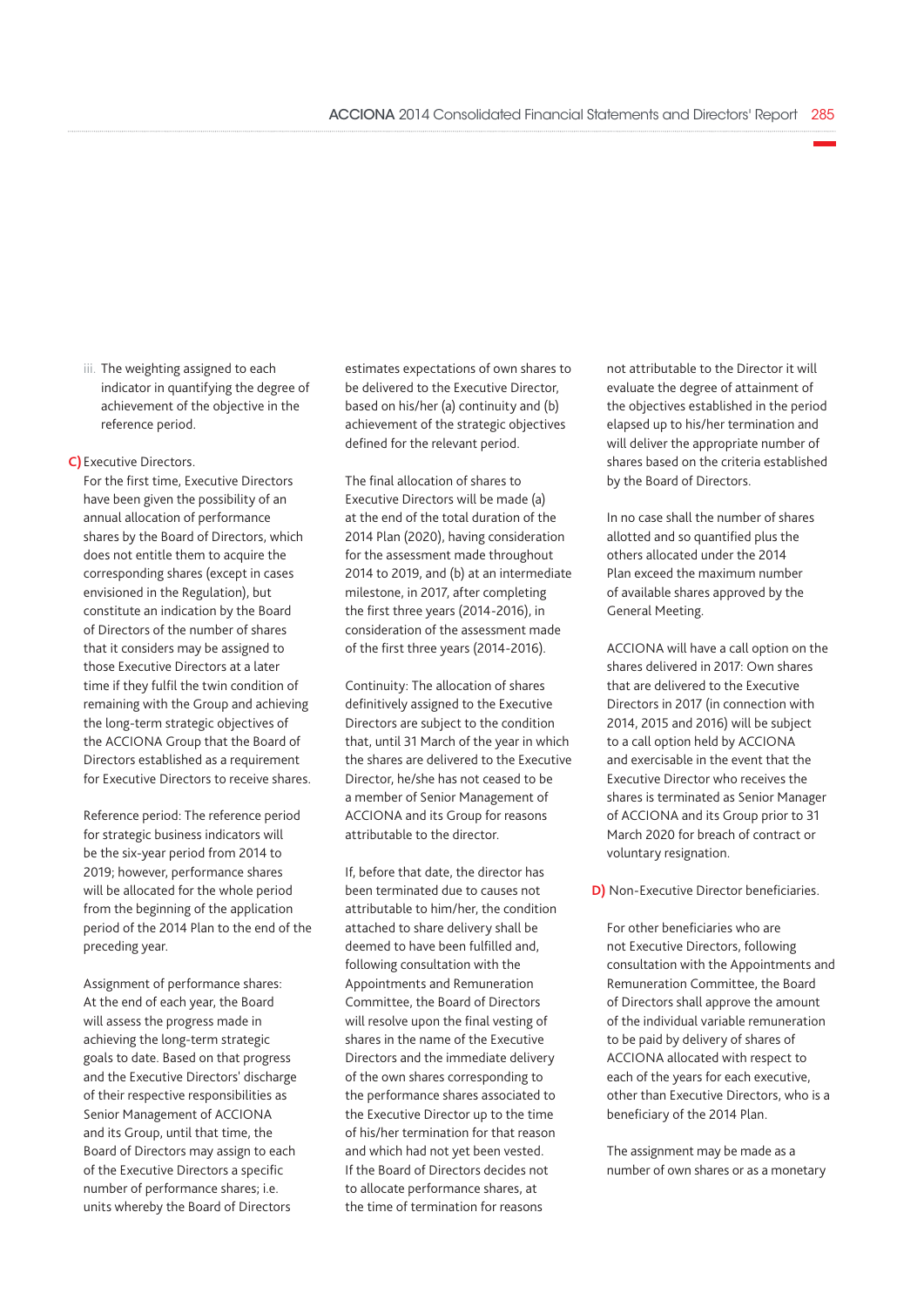iii. The weighting assigned to each indicator in quantifying the degree of achievement of the objective in the reference period.

**C)** Executive Directors.

For the first time, Executive Directors have been given the possibility of an annual allocation of performance shares by the Board of Directors, which does not entitle them to acquire the corresponding shares (except in cases envisioned in the Regulation), but constitute an indication by the Board of Directors of the number of shares that it considers may be assigned to those Executive Directors at a later time if they fulfil the twin condition of remaining with the Group and achieving the long-term strategic objectives of the ACCIONA Group that the Board of Directors established as a requirement for Executive Directors to receive shares.

Reference period: The reference period for strategic business indicators will be the six-year period from 2014 to 2019; however, performance shares will be allocated for the whole period from the beginning of the application period of the 2014 Plan to the end of the preceding year.

Assignment of performance shares: At the end of each year, the Board will assess the progress made in achieving the long-term strategic goals to date. Based on that progress and the Executive Directors' discharge of their respective responsibilities as Senior Management of ACCIONA and its Group, until that time, the Board of Directors may assign to each of the Executive Directors a specific number of performance shares; i.e. units whereby the Board of Directors estimates expectations of own shares to be delivered to the Executive Director, based on his/her (a) continuity and (b) achievement of the strategic objectives defined for the relevant period.

The final allocation of shares to Executive Directors will be made (a) at the end of the total duration of the 2014 Plan (2020), having consideration for the assessment made throughout 2014 to 2019, and (b) at an intermediate milestone, in 2017, after completing the first three years (2014-2016), in consideration of the assessment made of the first three years (2014-2016).

Continuity: The allocation of shares definitively assigned to the Executive Directors are subject to the condition that, until 31 March of the year in which the shares are delivered to the Executive Director, he/she has not ceased to be a member of Senior Management of ACCIONA and its Group for reasons attributable to the director.

If, before that date, the director has been terminated due to causes not attributable to him/her, the condition attached to share delivery shall be deemed to have been fulfilled and, following consultation with the Appointments and Remuneration Committee, the Board of Directors will resolve upon the final vesting of shares in the name of the Executive Directors and the immediate delivery of the own shares corresponding to the performance shares associated to the Executive Director up to the time of his/her termination for that reason and which had not yet been vested. If the Board of Directors decides not to allocate performance shares, at the time of termination for reasons not attributable to the Director it will evaluate the degree of attainment of the objectives established in the period elapsed up to his/her termination and will deliver the appropriate number of shares based on the criteria established by the Board of Directors.

In no case shall the number of shares allotted and so quantified plus the others allocated under the 2014 Plan exceed the maximum number of available shares approved by the General Meeting.

ACCIONA will have a call option on the shares delivered in 2017: Own shares that are delivered to the Executive Directors in 2017 (in connection with 2014, 2015 and 2016) will be subject to a call option held by ACCIONA and exercisable in the event that the Executive Director who receives the shares is terminated as Senior Manager of ACCIONA and its Group prior to 31 March 2020 for breach of contract or voluntary resignation.

**D)** Non-Executive Director beneficiaries.

For other beneficiaries who are not Executive Directors, following consultation with the Appointments and Remuneration Committee, the Board of Directors shall approve the amount of the individual variable remuneration to be paid by delivery of shares of ACCIONA allocated with respect to each of the years for each executive, other than Executive Directors, who is a beneficiary of the 2014 Plan.

The assignment may be made as a number of own shares or as a monetary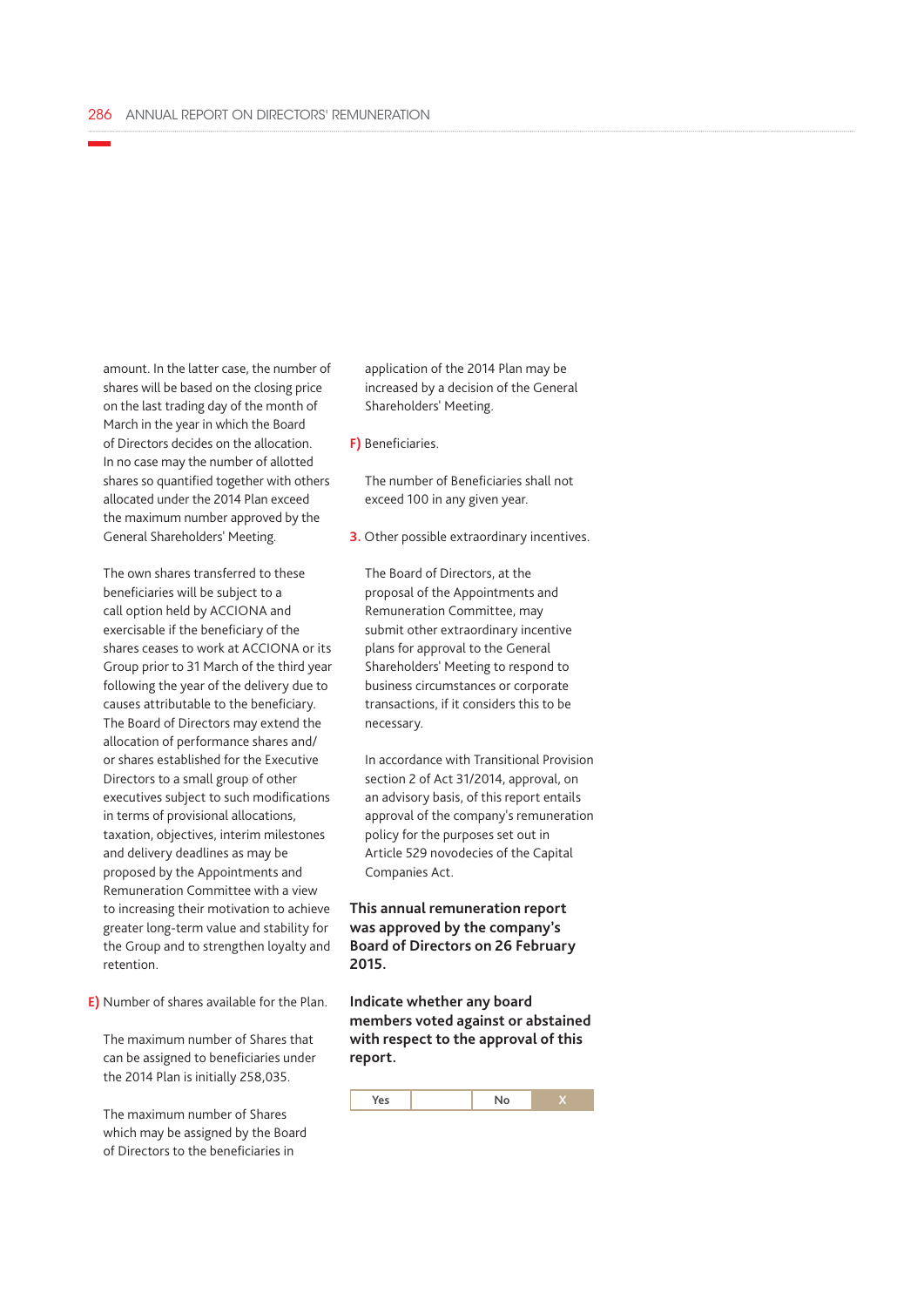amount. In the latter case, the number of shares will be based on the closing price on the last trading day of the month of March in the year in which the Board of Directors decides on the allocation. In no case may the number of allotted shares so quantified together with others allocated under the 2014 Plan exceed the maximum number approved by the General Shareholders' Meeting.

The own shares transferred to these beneficiaries will be subject to a call option held by ACCIONA and exercisable if the beneficiary of the shares ceases to work at ACCIONA or its Group prior to 31 March of the third year following the year of the delivery due to causes attributable to the beneficiary. The Board of Directors may extend the allocation of performance shares and/or shares established for the Executive Directors to a small group of other executives subject to such modifications in terms of provisional allocations, taxation, objectives, interim milestones and delivery deadlines as may be proposed by the Appointments and Remuneration Committee with a view to increasing their motivation to achieve greater long-term value and stability for the Group and to strengthen loyalty and retention.

**E)** Number of shares available for the Plan.

The maximum number of Shares that can be assigned to beneficiaries under the 2014 Plan is initially 258,035.

The maximum number of Shares which may be assigned by the Board of Directors to the beneficiaries in application of the 2014 Plan may be increased by a decision of the General Shareholders' Meeting.

**F)** Beneficiaries.

The number of Beneficiaries shall not exceed 100 in any given year.

**3.** Other possible extraordinary incentives.

The Board of Directors, at the proposal of the Appointments and Remuneration Committee, may submit other extraordinary incentive plans for approval to the General Shareholders' Meeting to respond to business circumstances or corporate transactions, if it considers this to be necessary.

In accordance with Transitional Provision section 2 of Act 31/2014, approval, on an advisory basis, of this report entails approval of the company's remuneration policy for the purposes set out in Article 529 novodecies of the Capital Companies Act.

**This annual remuneration report was approved by the company's Board of Directors on 26 February 2015.**

**Indicate whether any board members voted against or abstained with respect to the approval of this report.**

| Yes | | No | X |
|---|---|---|---|